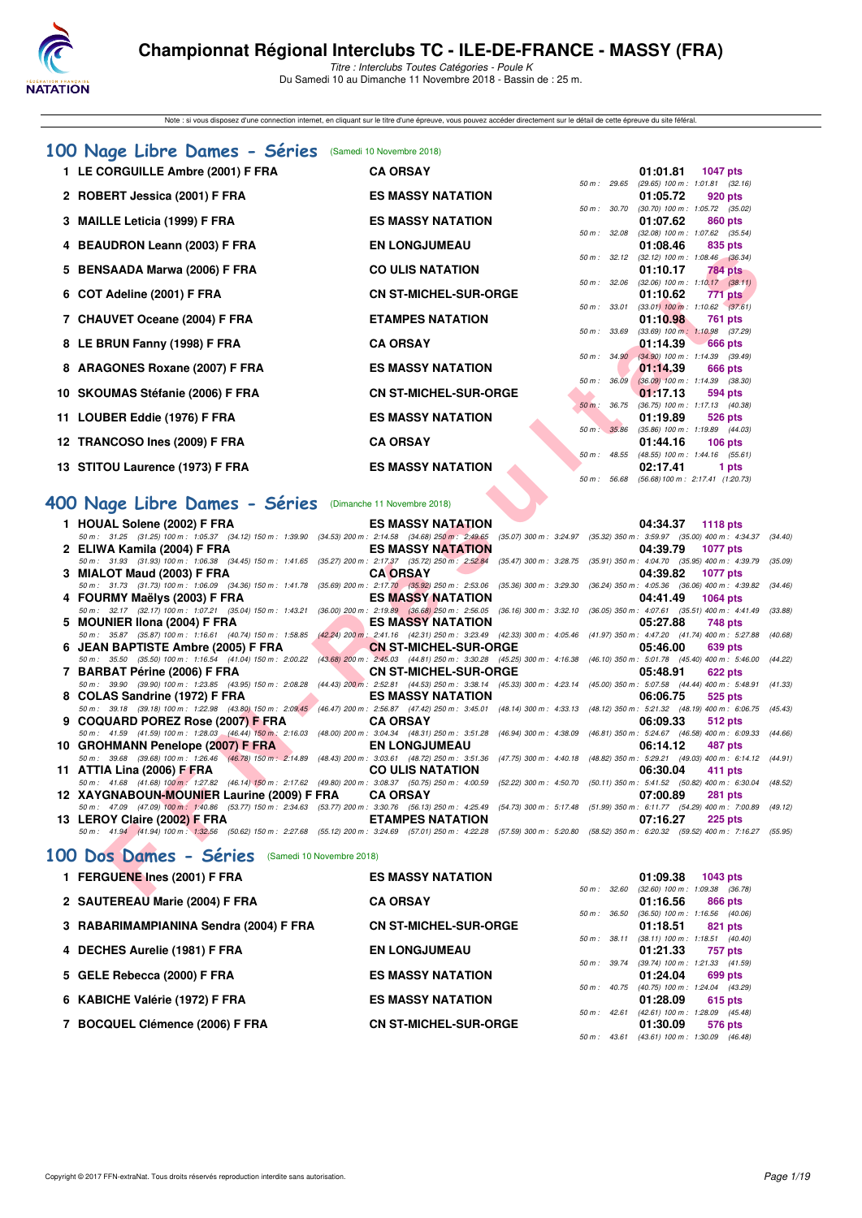# Championnat Régional Interclubs TC - ILE-DE-FRANCE - MASSY (FRA)

*Titre : Interclubs Toutes Catégories - Poule K*

Du Samedi 10 au Dimanche 11 Novembre 2018 - Bassin de : 25 m.

Note : si vous disposez d'une connexion internet, en cliquant sur le titre d'une épreuve, vous pouvez accéder directement sur le détail de cette épreuve du site féféral.

## 100 Nage Libre Dames - Séries (Samedi 10 Novembre 2018)

| Rg | Nom | Club | Temps | Points | Splits |
|---|---|---|---|---|---|
| 1 | LE CORGUILLE Ambre (2001) F FRA | CA ORSAY | 01:01.81 | 1047 pts | 50 m : 29.65 (29.65) 100 m : 1:01.81 (32.16) |
| 2 | ROBERT Jessica (2001) F FRA | ES MASSY NATATION | 01:05.72 | 920 pts | 50 m : 30.70 (30.70) 100 m : 1:05.72 (35.02) |
| 3 | MAILLE Leticia (1999) F FRA | ES MASSY NATATION | 01:07.62 | 860 pts | 50 m : 32.08 (32.08) 100 m : 1:07.62 (35.54) |
| 4 | BEAUDRON Leann (2003) F FRA | EN LONGJUMEAU | 01:08.46 | 835 pts | 50 m : 32.12 (32.12) 100 m : 1:08.46 (36.34) |
| 5 | BENSAADA Marwa (2006) F FRA | CO ULIS NATATION | 01:10.17 | 784 pts | 50 m : 32.06 (32.06) 100 m : 1:10.17 (38.11) |
| 6 | COT Adeline (2001) F FRA | CN ST-MICHEL-SUR-ORGE | 01:10.62 | 771 pts | 50 m : 33.01 (33.01) 100 m : 1:10.62 (37.61) |
| 7 | CHAUVET Oceane (2004) F FRA | ETAMPES NATATION | 01:10.98 | 761 pts | 50 m : 33.69 (33.69) 100 m : 1:10.98 (37.29) |
| 8 | LE BRUN Fanny (1998) F FRA | CA ORSAY | 01:14.39 | 666 pts | 50 m : 34.90 (34.90) 100 m : 1:14.39 (39.49) |
| 8 | ARAGONES Roxane (2007) F FRA | ES MASSY NATATION | 01:14.39 | 666 pts | 50 m : 36.09 (36.09) 100 m : 1:14.39 (38.30) |
| 10 | SKOUMAS Stéfanie (2006) F FRA | CN ST-MICHEL-SUR-ORGE | 01:17.13 | 594 pts | 50 m : 36.75 (36.75) 100 m : 1:17.13 (40.38) |
| 11 | LOUBER Eddie (1976) F FRA | ES MASSY NATATION | 01:19.89 | 526 pts | 50 m : 35.86 (35.86) 100 m : 1:19.89 (44.03) |
| 12 | TRANCOSO Ines (2009) F FRA | CA ORSAY | 01:44.16 | 106 pts | 50 m : 48.55 (48.55) 100 m : 1:44.16 (55.61) |
| 13 | STITOU Laurence (1973) F FRA | ES MASSY NATATION | 02:17.41 | 1 pts | 50 m : 56.68 (56.68) 100 m : 2:17.41 (1:20.73) |

## 400 Nage Libre Dames - Séries (Dimanche 11 Novembre 2018)

| Rg | Nom | Club | Temps | Points |
|---|---|---|---|---|
| 1 | HOUAL Solene (2002) F FRA | ES MASSY NATATION | 04:34.37 | 1118 pts |
| | 50 m : 31.25 (31.25) 100 m : 1:05.37 (34.12) 150 m : 1:39.90 (34.53) 200 m : 2:14.58 (34.68) 250 m : 2:49.65 (35.07) 300 m : 3:24.97 (35.32) 350 m : 3:59.97 (35.00) 400 m : 4:34.37 (34.40) | | | |
| 2 | ELIWA Kamila (2004) F FRA | ES MASSY NATATION | 04:39.79 | 1077 pts |
| | 50 m : 31.93 (31.93) 100 m : 1:06.38 (34.45) 150 m : 1:41.65 (35.27) 200 m : 2:17.37 (35.72) 250 m : 2:52.84 (35.47) 300 m : 3:28.75 (35.91) 350 m : 4:04.70 (35.95) 400 m : 4:39.79 (35.09) | | | |
| 3 | MIALOT Maud (2003) F FRA | CA ORSAY | 04:39.82 | 1077 pts |
| | 50 m : 31.73 (31.73) 100 m : 1:06.09 (34.36) 150 m : 1:41.78 (35.69) 200 m : 2:17.70 (35.92) 250 m : 2:53.06 (35.36) 300 m : 3:29.30 (36.24) 350 m : 4:05.36 (36.06) 400 m : 4:39.82 (34.46) | | | |
| 4 | FOURMY Maëlys (2003) F FRA | ES MASSY NATATION | 04:41.49 | 1064 pts |
| | 50 m : 32.17 (32.17) 100 m : 1:07.21 (35.04) 150 m : 1:43.21 (36.00) 200 m : 2:19.89 (36.68) 250 m : 2:56.05 (36.16) 300 m : 3:32.10 (36.05) 350 m : 4:07.61 (35.51) 400 m : 4:41.49 (33.88) | | | |
| 5 | MOUNIER Ilona (2004) F FRA | ES MASSY NATATION | 05:27.88 | 748 pts |
| | 50 m : 35.87 (35.87) 100 m : 1:16.61 (40.74) 150 m : 1:58.85 (42.24) 200 m : 2:41.16 (42.31) 250 m : 3:23.49 (42.33) 300 m : 4:05.46 (41.97) 350 m : 4:47.20 (41.74) 400 m : 5:27.88 (40.68) | | | |
| 6 | JEAN BAPTISTE Ambre (2005) F FRA | CN ST-MICHEL-SUR-ORGE | 05:46.00 | 639 pts |
| | 50 m : 35.50 (35.50) 100 m : 1:16.54 (41.04) 150 m : 2:00.22 (43.68) 200 m : 2:45.03 (44.81) 250 m : 3:30.28 (45.25) 300 m : 4:16.38 (46.10) 350 m : 5:01.78 (45.40) 400 m : 5:46.00 (44.22) | | | |
| 7 | BARBAT Périne (2006) F FRA | CN ST-MICHEL-SUR-ORGE | 05:48.91 | 622 pts |
| | 50 m : 39.90 (39.90) 100 m : 1:23.85 (43.95) 150 m : 2:08.28 (44.43) 200 m : 2:52.81 (44.53) 250 m : 3:38.14 (45.33) 300 m : 4:23.14 (45.00) 350 m : 5:07.58 (44.44) 400 m : 5:48.91 (41.33) | | | |
| 8 | COLAS Sandrine (1972) F FRA | ES MASSY NATATION | 06:06.75 | 525 pts |
| | 50 m : 39.18 (39.18) 100 m : 1:22.98 (43.80) 150 m : 2:09.45 (46.47) 200 m : 2:56.87 (47.42) 250 m : 3:45.01 (48.14) 300 m : 4:33.13 (48.12) 350 m : 5:21.32 (48.19) 400 m : 6:06.75 (45.43) | | | |
| 9 | COQUARD POREZ Rose (2007) F FRA | CA ORSAY | 06:09.33 | 512 pts |
| | 50 m : 41.59 (41.59) 100 m : 1:28.03 (46.44) 150 m : 2:16.03 (48.00) 200 m : 3:04.34 (48.31) 250 m : 3:51.28 (46.94) 300 m : 4:38.09 (46.81) 350 m : 5:24.67 (46.58) 400 m : 6:09.33 (44.66) | | | |
| 10 | GROHMANN Penelope (2007) F FRA | EN LONGJUMEAU | 06:14.12 | 487 pts |
| | 50 m : 39.68 (39.68) 100 m : 1:26.46 (46.78) 150 m : 2:14.89 (48.43) 200 m : 3:03.61 (48.72) 250 m : 3:51.36 (47.75) 300 m : 4:40.18 (48.82) 350 m : 5:29.21 (49.03) 400 m : 6:14.12 (44.91) | | | |
| 11 | ATTIA Lina (2006) F FRA | CO ULIS NATATION | 06:30.04 | 411 pts |
| | 50 m : 41.68 (41.68) 100 m : 1:27.82 (46.14) 150 m : 2:17.62 (49.80) 200 m : 3:08.37 (50.75) 250 m : 4:00.59 (52.22) 300 m : 4:50.70 (50.11) 350 m : 5:41.52 (50.82) 400 m : 6:30.04 (48.52) | | | |
| 12 | XAYGNABOUN-MOUNIER Laurine (2009) F FRA | CA ORSAY | 07:00.89 | 281 pts |
| | 50 m : 47.09 (47.09) 100 m : 1:40.86 (53.77) 150 m : 2:34.63 (53.77) 200 m : 3:30.76 (56.13) 250 m : 4:25.49 (54.73) 300 m : 5:17.48 (51.99) 350 m : 6:11.77 (54.29) 400 m : 7:00.89 (49.12) | | | |
| 13 | LEROY Claire (2002) F FRA | ETAMPES NATATION | 07:16.27 | 225 pts |
| | 50 m : 41.94 (41.94) 100 m : 1:32.56 (50.62) 150 m : 2:27.68 (55.12) 200 m : 3:24.69 (57.01) 250 m : 4:22.28 (57.59) 300 m : 5:20.80 (58.52) 350 m : 6:20.32 (59.52) 400 m : 7:16.27 (55.95) | | | |

## 100 Dos Dames - Séries (Samedi 10 Novembre 2018)

| Rg | Nom | Club | Temps | Points | Splits |
|---|---|---|---|---|---|
| 1 | FERGUENE Ines (2001) F FRA | ES MASSY NATATION | 01:09.38 | 1043 pts | 50 m : 32.60 (32.60) 100 m : 1:09.38 (36.78) |
| 2 | SAUTEREAU Marie (2004) F FRA | CA ORSAY | 01:16.56 | 866 pts | 50 m : 36.50 (36.50) 100 m : 1:16.56 (40.06) |
| 3 | RABARIMAMPIANINA Sendra (2004) F FRA | CN ST-MICHEL-SUR-ORGE | 01:18.51 | 821 pts | 50 m : 38.11 (38.11) 100 m : 1:18.51 (40.40) |
| 4 | DECHES Aurelie (1981) F FRA | EN LONGJUMEAU | 01:21.33 | 757 pts | 50 m : 39.74 (39.74) 100 m : 1:21.33 (41.59) |
| 5 | GELE Rebecca (2000) F FRA | ES MASSY NATATION | 01:24.04 | 699 pts | 50 m : 40.75 (40.75) 100 m : 1:24.04 (43.29) |
| 6 | KABICHE Valérie (1972) F FRA | ES MASSY NATATION | 01:28.09 | 615 pts | 50 m : 42.61 (42.61) 100 m : 1:28.09 (45.48) |
| 7 | BOCQUEL Clémence (2006) F FRA | CN ST-MICHEL-SUR-ORGE | 01:30.09 | 576 pts | 50 m : 43.61 (43.61) 100 m : 1:30.09 (46.48) |

Copyright © 2017 FFN-extraNat. Tous droits réservés reproduction interdite sans autorisation.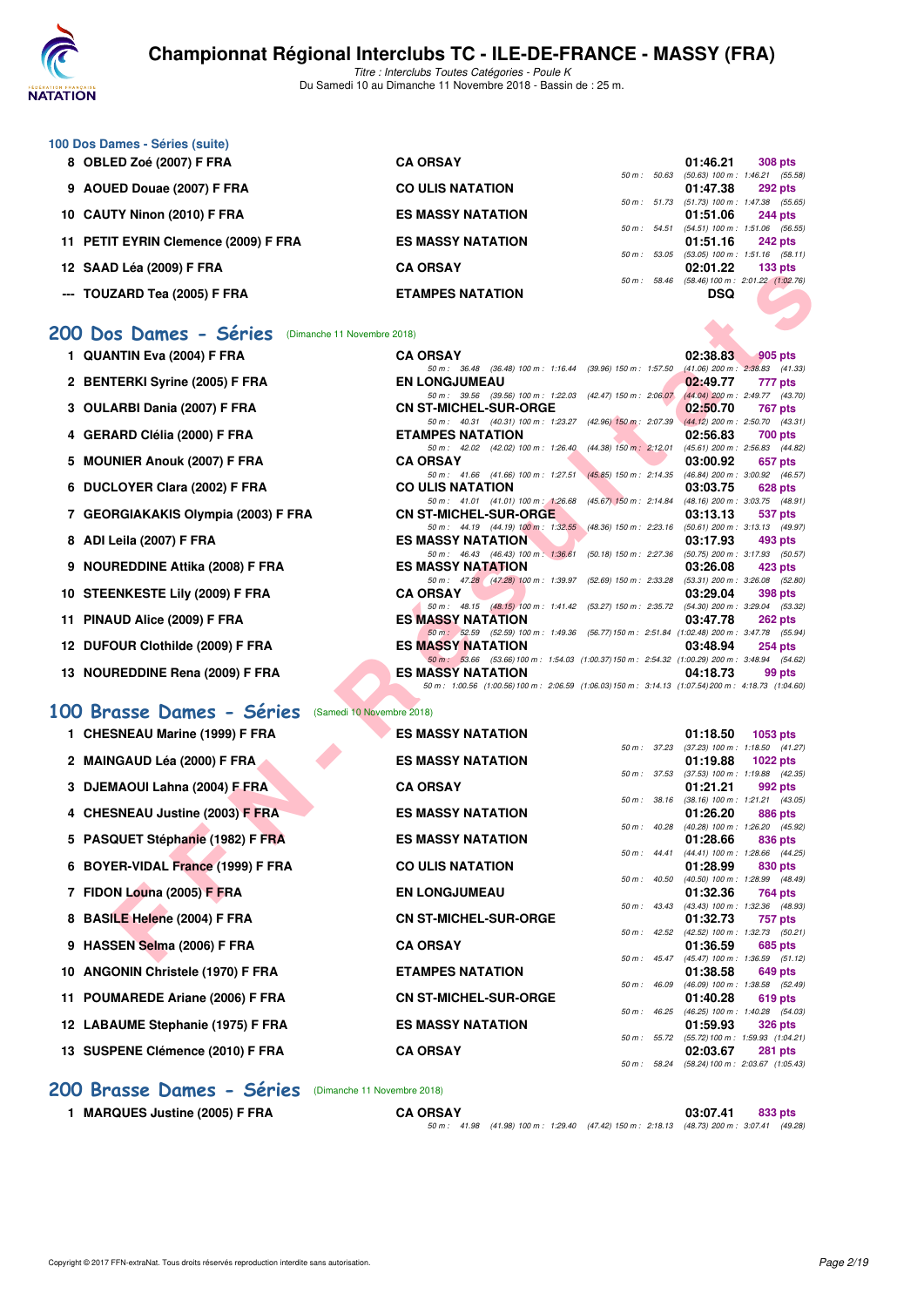# Championnat Régional Interclubs TC - ILE-DE-FRANCE - MASSY (FRA)

*Titre : Interclubs Toutes Catégories - Poule K*

Du Samedi 10 au Dimanche 11 Novembre 2018 - Bassin de : 25 m.

## 100 Dos Dames - Séries (suite)

| Rang | Nom | Club | Temps | Points | Splits |
|---|---|---|---|---|---|
| 8 | OBLED Zoé (2007) F FRA | CA ORSAY | 01:46.21 | 308 pts | 50 m : 50.63 (50.63) 100 m : 1:46.21 (55.58) |
| 9 | AOUED Douae (2007) F FRA | CO ULIS NATATION | 01:47.38 | 292 pts | 50 m : 51.73 (51.73) 100 m : 1:47.38 (55.65) |
| 10 | CAUTY Ninon (2010) F FRA | ES MASSY NATATION | 01:51.06 | 244 pts | 50 m : 54.51 (54.51) 100 m : 1:51.06 (56.55) |
| 11 | PETIT EYRIN Clemence (2009) F FRA | ES MASSY NATATION | 01:51.16 | 242 pts | 50 m : 53.05 (53.05) 100 m : 1:51.16 (58.11) |
| 12 | SAAD Léa (2009) F FRA | CA ORSAY | 02:01.22 | 133 pts | 50 m : 58.46 (58.46) 100 m : 2:01.22 (1:02.76) |
| --- | TOUZARD Tea (2005) F FRA | ETAMPES NATATION | DSQ | | |

## 200 Dos Dames - Séries (Dimanche 11 Novembre 2018)

| Rang | Nom | Club | Temps | Points | Splits |
|---|---|---|---|---|---|
| 1 | QUANTIN Eva (2004) F FRA | CA ORSAY | 02:38.83 | 905 pts | 50 m : 36.48 (36.48) 100 m : 1:16.44 (39.96) 150 m : 1:57.50 (41.06) 200 m : 2:38.83 (41.33) |
| 2 | BENTERKI Syrine (2005) F FRA | EN LONGJUMEAU | 02:49.77 | 777 pts | 50 m : 39.56 (39.56) 100 m : 1:22.03 (42.47) 150 m : 2:06.07 (44.04) 200 m : 2:49.77 (43.70) |
| 3 | OULARBI Dania (2007) F FRA | CN ST-MICHEL-SUR-ORGE | 02:50.70 | 767 pts | 50 m : 40.31 (40.31) 100 m : 1:23.27 (42.96) 150 m : 2:07.39 (44.12) 200 m : 2:50.70 (43.31) |
| 4 | GERARD Clélia (2000) F FRA | ETAMPES NATATION | 02:56.83 | 700 pts | 50 m : 42.02 (42.02) 100 m : 1:26.40 (44.38) 150 m : 2:12.01 (45.61) 200 m : 2:56.83 (44.82) |
| 5 | MOUNIER Anouk (2007) F FRA | CA ORSAY | 03:00.92 | 657 pts | 50 m : 41.66 (41.66) 100 m : 1:27.51 (45.85) 150 m : 2:14.35 (46.84) 200 m : 3:00.92 (46.57) |
| 6 | DUCLOYER Clara (2002) F FRA | CO ULIS NATATION | 03:03.75 | 628 pts | 50 m : 41.01 (41.01) 100 m : 1:26.68 (45.67) 150 m : 2:14.84 (48.16) 200 m : 3:03.75 (48.91) |
| 7 | GEORGIAKAKIS Olympia (2003) F FRA | CN ST-MICHEL-SUR-ORGE | 03:13.13 | 537 pts | 50 m : 44.19 (44.19) 100 m : 1:32.55 (48.36) 150 m : 2:23.16 (50.61) 200 m : 3:13.13 (49.97) |
| 8 | ADI Leila (2007) F FRA | ES MASSY NATATION | 03:17.93 | 493 pts | 50 m : 46.43 (46.43) 100 m : 1:36.61 (50.18) 150 m : 2:27.36 (50.75) 200 m : 3:17.93 (50.57) |
| 9 | NOUREDDINE Attika (2008) F FRA | ES MASSY NATATION | 03:26.08 | 423 pts | 50 m : 47.28 (47.28) 100 m : 1:39.97 (52.69) 150 m : 2:33.28 (53.31) 200 m : 3:26.08 (52.80) |
| 10 | STEENKESTE Lily (2009) F FRA | CA ORSAY | 03:29.04 | 398 pts | 50 m : 48.15 (48.15) 100 m : 1:41.42 (53.27) 150 m : 2:35.72 (54.30) 200 m : 3:29.04 (53.32) |
| 11 | PINAUD Alice (2009) F FRA | ES MASSY NATATION | 03:47.78 | 262 pts | 50 m : 52.59 (52.59) 100 m : 1:49.36 (56.77) 150 m : 2:51.84 (1:02.48) 200 m : 3:47.78 (55.94) |
| 12 | DUFOUR Clothilde (2009) F FRA | ES MASSY NATATION | 03:48.94 | 254 pts | 50 m : 53.66 (53.66) 100 m : 1:54.03 (1:00.37) 150 m : 2:54.32 (1:00.29) 200 m : 3:48.94 (54.62) |
| 13 | NOUREDDINE Rena (2009) F FRA | ES MASSY NATATION | 04:18.73 | 99 pts | 50 m : 1:00.56 (1:00.56) 100 m : 2:06.59 (1:06.03) 150 m : 3:14.13 (1:07.54) 200 m : 4:18.73 (1:04.60) |

## 100 Brasse Dames - Séries (Samedi 10 Novembre 2018)

| Rang | Nom | Club | Temps | Points | Splits |
|---|---|---|---|---|---|
| 1 | CHESNEAU Marine (1999) F FRA | ES MASSY NATATION | 01:18.50 | 1053 pts | 50 m : 37.23 (37.23) 100 m : 1:18.50 (41.27) |
| 2 | MAINGAUD Léa (2000) F FRA | ES MASSY NATATION | 01:19.88 | 1022 pts | 50 m : 37.53 (37.53) 100 m : 1:19.88 (42.35) |
| 3 | DJEMAOUI Lahna (2004) F FRA | CA ORSAY | 01:21.21 | 992 pts | 50 m : 38.16 (38.16) 100 m : 1:21.21 (43.05) |
| 4 | CHESNEAU Justine (2003) F FRA | ES MASSY NATATION | 01:26.20 | 886 pts | 50 m : 40.28 (40.28) 100 m : 1:26.20 (45.92) |
| 5 | PASQUET Stéphanie (1982) F FRA | ES MASSY NATATION | 01:28.66 | 836 pts | 50 m : 44.41 (44.41) 100 m : 1:28.66 (44.25) |
| 6 | BOYER-VIDAL France (1999) F FRA | CO ULIS NATATION | 01:28.99 | 830 pts | 50 m : 40.50 (40.50) 100 m : 1:28.99 (48.49) |
| 7 | FIDON Louna (2005) F FRA | EN LONGJUMEAU | 01:32.36 | 764 pts | 50 m : 43.43 (43.43) 100 m : 1:32.36 (48.93) |
| 8 | BASILE Helene (2004) F FRA | CN ST-MICHEL-SUR-ORGE | 01:32.73 | 757 pts | 50 m : 42.52 (42.52) 100 m : 1:32.73 (50.21) |
| 9 | HASSEN Selma (2006) F FRA | CA ORSAY | 01:36.59 | 685 pts | 50 m : 45.47 (45.47) 100 m : 1:36.59 (51.12) |
| 10 | ANGONIN Christele (1970) F FRA | ETAMPES NATATION | 01:38.58 | 649 pts | 50 m : 46.09 (46.09) 100 m : 1:38.58 (52.49) |
| 11 | POUMAREDE Ariane (2006) F FRA | CN ST-MICHEL-SUR-ORGE | 01:40.28 | 619 pts | 50 m : 46.25 (46.25) 100 m : 1:40.28 (54.03) |
| 12 | LABAUME Stephanie (1975) F FRA | ES MASSY NATATION | 01:59.93 | 326 pts | 50 m : 55.72 (55.72) 100 m : 1:59.93 (1:04.21) |
| 13 | SUSPENE Clémence (2010) F FRA | CA ORSAY | 02:03.67 | 281 pts | 50 m : 58.24 (58.24) 100 m : 2:03.67 (1:05.43) |

## 200 Brasse Dames - Séries (Dimanche 11 Novembre 2018)

| Rang | Nom | Club | Temps | Points | Splits |
|---|---|---|---|---|---|
| 1 | MARQUES Justine (2005) F FRA | CA ORSAY | 03:07.41 | 833 pts | 50 m : 41.98 (41.98) 100 m : 1:29.40 (47.42) 150 m : 2:18.13 (48.73) 200 m : 3:07.41 (49.28) |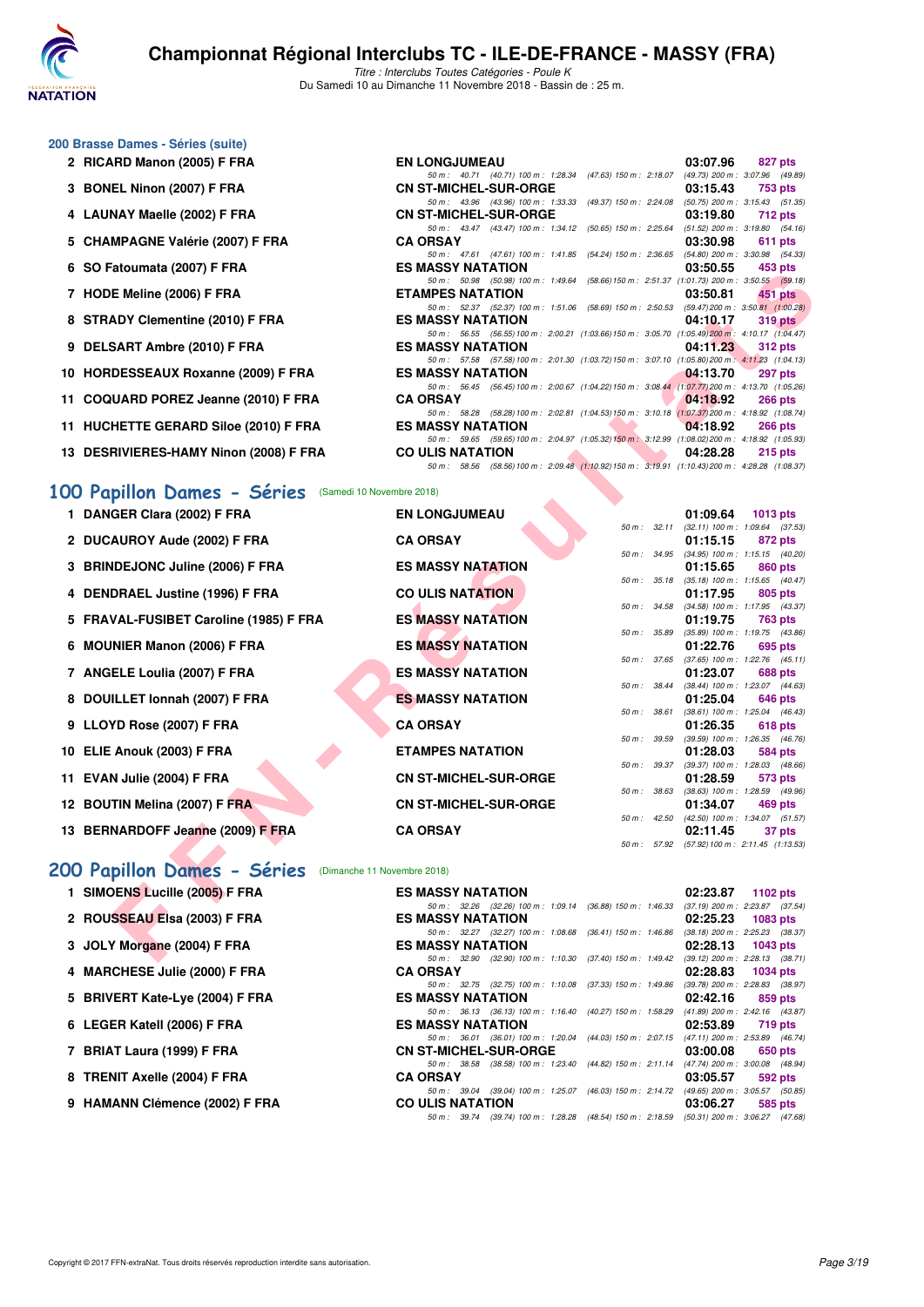# Championnat Régional Interclubs TC - ILE-DE-FRANCE - MASSY (FRA)

*Titre : Interclubs Toutes Catégories - Poule K*

Du Samedi 10 au Dimanche 11 Novembre 2018 - Bassin de : 25 m.

## 200 Brasse Dames - Séries (suite)

| Rang | Nom | Club | Temps | Points |
|---|---|---|---|---|
| 2 | RICARD Manon (2005) F FRA | EN LONGJUMEAU | 03:07.96 | 827 pts |
| | | 50 m : 40.71 (40.71) 100 m : 1:28.34 (47.63) 150 m : 2:18.07 (49.73) 200 m : 3:07.96 (49.89) | | |
| 3 | BONEL Ninon (2007) F FRA | CN ST-MICHEL-SUR-ORGE | 03:15.43 | 753 pts |
| | | 50 m : 43.96 (43.96) 100 m : 1:33.33 (49.37) 150 m : 2:24.08 (50.75) 200 m : 3:15.43 (51.35) | | |
| 4 | LAUNAY Maelle (2002) F FRA | CN ST-MICHEL-SUR-ORGE | 03:19.80 | 712 pts |
| | | 50 m : 43.47 (43.47) 100 m : 1:34.12 (50.65) 150 m : 2:25.64 (51.52) 200 m : 3:19.80 (54.16) | | |
| 5 | CHAMPAGNE Valérie (2007) F FRA | CA ORSAY | 03:30.98 | 611 pts |
| | | 50 m : 47.61 (47.61) 100 m : 1:41.85 (54.24) 150 m : 2:36.65 (54.80) 200 m : 3:30.98 (54.33) | | |
| 6 | SO Fatoumata (2007) F FRA | ES MASSY NATATION | 03:50.55 | 453 pts |
| | | 50 m : 50.98 (50.98) 100 m : 1:49.64 (58.66) 150 m : 2:51.37 (1:01.73) 200 m : 3:50.55 (59.18) | | |
| 7 | HODE Meline (2006) F FRA | ETAMPES NATATION | 03:50.81 | 451 pts |
| | | 50 m : 52.37 (52.37) 100 m : 1:51.06 (58.69) 150 m : 2:50.53 (59.47) 200 m : 3:50.81 (1:00.28) | | |
| 8 | STRADY Clementine (2010) F FRA | ES MASSY NATATION | 04:10.17 | 319 pts |
| | | 50 m : 56.55 (56.55) 100 m : 2:00.21 (1:03.66) 150 m : 3:05.70 (1:05.49) 200 m : 4:10.17 (1:04.47) | | |
| 9 | DELSART Ambre (2010) F FRA | ES MASSY NATATION | 04:11.23 | 312 pts |
| | | 50 m : 57.58 (57.58) 100 m : 2:01.30 (1:03.72) 150 m : 3:07.10 (1:05.80) 200 m : 4:11.23 (1:04.13) | | |
| 10 | HORDESSEAUX Roxanne (2009) F FRA | ES MASSY NATATION | 04:13.70 | 297 pts |
| | | 50 m : 56.45 (56.45) 100 m : 2:00.67 (1:04.22) 150 m : 3:08.44 (1:07.77) 200 m : 4:13.70 (1:05.26) | | |
| 11 | COQUARD POREZ Jeanne (2010) F FRA | CA ORSAY | 04:18.92 | 266 pts |
| | | 50 m : 58.28 (58.28) 100 m : 2:02.81 (1:04.53) 150 m : 3:10.18 (1:07.37) 200 m : 4:18.92 (1:08.74) | | |
| 11 | HUCHETTE GERARD Siloe (2010) F FRA | ES MASSY NATATION | 04:18.92 | 266 pts |
| | | 50 m : 59.65 (59.65) 100 m : 2:04.97 (1:05.32) 150 m : 3:12.99 (1:08.02) 200 m : 4:18.92 (1:05.93) | | |
| 13 | DESRIVIERES-HAMY Ninon (2008) F FRA | CO ULIS NATATION | 04:28.28 | 215 pts |
| | | 50 m : 58.56 (58.56) 100 m : 2:09.48 (1:10.92) 150 m : 3:19.91 (1:10.43) 200 m : 4:28.28 (1:08.37) | | |

## 100 Papillon Dames - Séries (Samedi 10 Novembre 2018)

| Rang | Nom | Club | Temps | Points |
|---|---|---|---|---|
| 1 | DANGER Clara (2002) F FRA | EN LONGJUMEAU | 01:09.64 | 1013 pts |
| | | 50 m : 32.11 (32.11) 100 m : 1:09.64 (37.53) | | |
| 2 | DUCAUROY Aude (2002) F FRA | CA ORSAY | 01:15.15 | 872 pts |
| | | 50 m : 34.95 (34.95) 100 m : 1:15.15 (40.20) | | |
| 3 | BRINDEJONC Juline (2006) F FRA | ES MASSY NATATION | 01:15.65 | 860 pts |
| | | 50 m : 35.18 (35.18) 100 m : 1:15.65 (40.47) | | |
| 4 | DENDRAEL Justine (1996) F FRA | CO ULIS NATATION | 01:17.95 | 805 pts |
| | | 50 m : 34.58 (34.58) 100 m : 1:17.95 (43.37) | | |
| 5 | FRAVAL-FUSIBET Caroline (1985) F FRA | ES MASSY NATATION | 01:19.75 | 763 pts |
| | | 50 m : 35.89 (35.89) 100 m : 1:19.75 (43.86) | | |
| 6 | MOUNIER Manon (2006) F FRA | ES MASSY NATATION | 01:22.76 | 695 pts |
| | | 50 m : 37.65 (37.65) 100 m : 1:22.76 (45.11) | | |
| 7 | ANGELE Loulia (2007) F FRA | ES MASSY NATATION | 01:23.07 | 688 pts |
| | | 50 m : 38.44 (38.44) 100 m : 1:23.07 (44.63) | | |
| 8 | DOUILLET Ionnah (2007) F FRA | ES MASSY NATATION | 01:25.04 | 646 pts |
| | | 50 m : 38.61 (38.61) 100 m : 1:25.04 (46.43) | | |
| 9 | LLOYD Rose (2007) F FRA | CA ORSAY | 01:26.35 | 618 pts |
| | | 50 m : 39.59 (39.59) 100 m : 1:26.35 (46.76) | | |
| 10 | ELIE Anouk (2003) F FRA | ETAMPES NATATION | 01:28.03 | 584 pts |
| | | 50 m : 39.37 (39.37) 100 m : 1:28.03 (48.66) | | |
| 11 | EVAN Julie (2004) F FRA | CN ST-MICHEL-SUR-ORGE | 01:28.59 | 573 pts |
| | | 50 m : 38.63 (38.63) 100 m : 1:28.59 (49.96) | | |
| 12 | BOUTIN Melina (2007) F FRA | CN ST-MICHEL-SUR-ORGE | 01:34.07 | 469 pts |
| | | 50 m : 42.50 (42.50) 100 m : 1:34.07 (51.57) | | |
| 13 | BERNARDOFF Jeanne (2009) F FRA | CA ORSAY | 02:11.45 | 37 pts |
| | | 50 m : 57.92 (57.92) 100 m : 2:11.45 (1:13.53) | | |

## 200 Papillon Dames - Séries (Dimanche 11 Novembre 2018)

| Rang | Nom | Club | Temps | Points |
|---|---|---|---|---|
| 1 | SIMOENS Lucille (2005) F FRA | ES MASSY NATATION | 02:23.87 | 1102 pts |
| | | 50 m : 32.26 (32.26) 100 m : 1:09.14 (36.88) 150 m : 1:46.33 (37.19) 200 m : 2:23.87 (37.54) | | |
| 2 | ROUSSEAU Elsa (2003) F FRA | ES MASSY NATATION | 02:25.23 | 1083 pts |
| | | 50 m : 32.27 (32.27) 100 m : 1:08.68 (36.41) 150 m : 1:46.86 (38.18) 200 m : 2:25.23 (38.37) | | |
| 3 | JOLY Morgane (2004) F FRA | ES MASSY NATATION | 02:28.13 | 1043 pts |
| | | 50 m : 32.90 (32.90) 100 m : 1:10.30 (37.40) 150 m : 1:49.42 (39.12) 200 m : 2:28.13 (38.71) | | |
| 4 | MARCHESE Julie (2000) F FRA | CA ORSAY | 02:28.83 | 1034 pts |
| | | 50 m : 32.75 (32.75) 100 m : 1:10.08 (37.33) 150 m : 1:49.86 (39.78) 200 m : 2:28.83 (38.97) | | |
| 5 | BRIVERT Kate-Lye (2004) F FRA | ES MASSY NATATION | 02:42.16 | 859 pts |
| | | 50 m : 36.13 (36.13) 100 m : 1:16.40 (40.27) 150 m : 1:58.29 (41.89) 200 m : 2:42.16 (43.87) | | |
| 6 | LEGER Katell (2006) F FRA | ES MASSY NATATION | 02:53.89 | 719 pts |
| | | 50 m : 36.01 (36.01) 100 m : 1:20.04 (44.03) 150 m : 2:07.15 (47.11) 200 m : 2:53.89 (46.74) | | |
| 7 | BRIAT Laura (1999) F FRA | CN ST-MICHEL-SUR-ORGE | 03:00.08 | 650 pts |
| | | 50 m : 38.58 (38.58) 100 m : 1:23.40 (44.82) 150 m : 2:11.14 (47.74) 200 m : 3:00.08 (48.94) | | |
| 8 | TRENIT Axelle (2004) F FRA | CA ORSAY | 03:05.57 | 592 pts |
| | | 50 m : 39.04 (39.04) 100 m : 1:25.07 (46.03) 150 m : 2:14.72 (49.65) 200 m : 3:05.57 (50.85) | | |
| 9 | HAMANN Clémence (2002) F FRA | CO ULIS NATATION | 03:06.27 | 585 pts |
| | | 50 m : 39.74 (39.74) 100 m : 1:28.28 (48.54) 150 m : 2:18.59 (50.31) 200 m : 3:06.27 (47.68) | | |

Copyright © 2017 FFN-extraNat. Tous droits réservés reproduction interdite sans autorisation.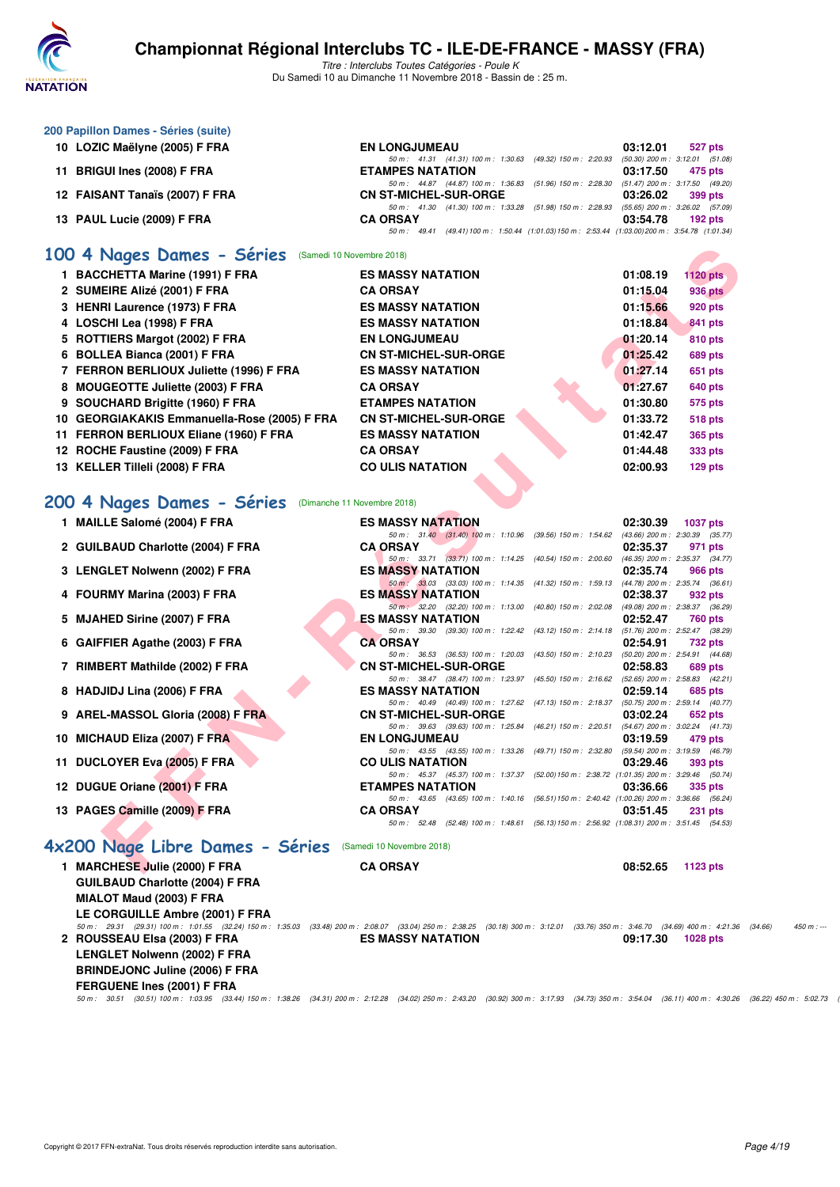# Championnat Régional Interclubs TC - ILE-DE-FRANCE - MASSY (FRA)

*Titre : Interclubs Toutes Catégories - Poule K*

Du Samedi 10 au Dimanche 11 Novembre 2018 - Bassin de : 25 m.

### 200 Papillon Dames - Séries (suite)

| | Nom | Club | Temps | Points |
|---|---|---|---|---|
| 10 | LOZIC Maëlyne (2005) F FRA | EN LONGJUMEAU | 03:12.01 | 527 pts |
| | 50 m : 41.31 (41.31) 100 m : 1:30.63 (49.32) 150 m : 2:20.93 (50.30) 200 m : 3:12.01 (51.08) | | | |
| 11 | BRIGUI Ines (2008) F FRA | ETAMPES NATATION | 03:17.50 | 475 pts |
| | 50 m : 44.87 (44.87) 100 m : 1:36.83 (51.96) 150 m : 2:28.30 (51.47) 200 m : 3:17.50 (49.20) | | | |
| 12 | FAISANT Tanaïs (2007) F FRA | CN ST-MICHEL-SUR-ORGE | 03:26.02 | 399 pts |
| | 50 m : 41.30 (41.30) 100 m : 1:33.28 (51.98) 150 m : 2:28.93 (55.65) 200 m : 3:26.02 (57.09) | | | |
| 13 | PAUL Lucie (2009) F FRA | CA ORSAY | 03:54.78 | 192 pts |
| | 50 m : 49.41 (49.41) 100 m : 1:50.44 (1:01.03) 150 m : 2:53.44 (1:03.00) 200 m : 3:54.78 (1:01.34) | | | |

## 100 4 Nages Dames - Séries (Samedi 10 Novembre 2018)

| | Nom | Club | Temps | Points |
|---|---|---|---|---|
| 1 | BACCHETTA Marine (1991) F FRA | ES MASSY NATATION | 01:08.19 | 1120 pts |
| 2 | SUMEIRE Alizé (2001) F FRA | CA ORSAY | 01:15.04 | 936 pts |
| 3 | HENRI Laurence (1973) F FRA | ES MASSY NATATION | 01:15.66 | 920 pts |
| 4 | LOSCHI Lea (1998) F FRA | ES MASSY NATATION | 01:18.84 | 841 pts |
| 5 | ROTTIERS Margot (2002) F FRA | EN LONGJUMEAU | 01:20.14 | 810 pts |
| 6 | BOLLEA Bianca (2001) F FRA | CN ST-MICHEL-SUR-ORGE | 01:25.42 | 689 pts |
| 7 | FERRON BERLIOUX Juliette (1996) F FRA | ES MASSY NATATION | 01:27.14 | 651 pts |
| 8 | MOUGEOTTE Juliette (2003) F FRA | CA ORSAY | 01:27.67 | 640 pts |
| 9 | SOUCHARD Brigitte (1960) F FRA | ETAMPES NATATION | 01:30.80 | 575 pts |
| 10 | GEORGIAKAKIS Emmanuella-Rose (2005) F FRA | CN ST-MICHEL-SUR-ORGE | 01:33.72 | 518 pts |
| 11 | FERRON BERLIOUX Eliane (1960) F FRA | ES MASSY NATATION | 01:42.47 | 365 pts |
| 12 | ROCHE Faustine (2009) F FRA | CA ORSAY | 01:44.48 | 333 pts |
| 13 | KELLER Tilleli (2008) F FRA | CO ULIS NATATION | 02:00.93 | 129 pts |

## 200 4 Nages Dames - Séries (Dimanche 11 Novembre 2018)

| | Nom | Club | Temps | Points |
|---|---|---|---|---|
| 1 | MAILLE Salomé (2004) F FRA | ES MASSY NATATION | 02:30.39 | 1037 pts |
| | 50 m : 31.40 (31.40) 100 m : 1:10.96 (39.56) 150 m : 1:54.62 (43.66) 200 m : 2:30.39 (35.77) | | | |
| 2 | GUILBAUD Charlotte (2004) F FRA | CA ORSAY | 02:35.37 | 971 pts |
| | 50 m : 33.71 (33.71) 100 m : 1:14.25 (40.54) 150 m : 2:00.60 (46.35) 200 m : 2:35.37 (34.77) | | | |
| 3 | LENGLET Nolwenn (2002) F FRA | ES MASSY NATATION | 02:35.74 | 966 pts |
| | 50 m : 33.03 (33.03) 100 m : 1:14.35 (41.32) 150 m : 1:59.13 (44.78) 200 m : 2:35.74 (36.61) | | | |
| 4 | FOURMY Marina (2003) F FRA | ES MASSY NATATION | 02:38.37 | 932 pts |
| | 50 m : 32.20 (32.20) 100 m : 1:13.00 (40.80) 150 m : 2:02.08 (49.08) 200 m : 2:38.37 (36.29) | | | |
| 5 | MJAHED Sirine (2007) F FRA | ES MASSY NATATION | 02:52.47 | 760 pts |
| | 50 m : 39.30 (39.30) 100 m : 1:22.42 (43.12) 150 m : 2:14.18 (51.76) 200 m : 2:52.47 (38.29) | | | |
| 6 | GAIFFIER Agathe (2003) F FRA | CA ORSAY | 02:54.91 | 732 pts |
| | 50 m : 36.53 (36.53) 100 m : 1:20.03 (43.50) 150 m : 2:10.23 (50.20) 200 m : 2:54.91 (44.68) | | | |
| 7 | RIMBERT Mathilde (2002) F FRA | CN ST-MICHEL-SUR-ORGE | 02:58.83 | 689 pts |
| | 50 m : 38.47 (38.47) 100 m : 1:23.97 (45.50) 150 m : 2:16.62 (52.65) 200 m : 2:58.83 (42.21) | | | |
| 8 | HADJIDJ Lina (2006) F FRA | ES MASSY NATATION | 02:59.14 | 685 pts |
| | 50 m : 40.49 (40.49) 100 m : 1:27.62 (47.13) 150 m : 2:18.37 (50.75) 200 m : 2:59.14 (40.77) | | | |
| 9 | AREL-MASSOL Gloria (2008) F FRA | CN ST-MICHEL-SUR-ORGE | 03:02.24 | 652 pts |
| | 50 m : 39.63 (39.63) 100 m : 1:25.84 (46.21) 150 m : 2:20.51 (54.67) 200 m : 3:02.24 (41.73) | | | |
| 10 | MICHAUD Eliza (2007) F FRA | EN LONGJUMEAU | 03:19.59 | 479 pts |
| | 50 m : 43.55 (43.55) 100 m : 1:33.26 (49.71) 150 m : 2:32.80 (59.54) 200 m : 3:19.59 (46.79) | | | |
| 11 | DUCLOYER Eva (2005) F FRA | CO ULIS NATATION | 03:29.46 | 393 pts |
| | 50 m : 45.37 (45.37) 100 m : 1:37.37 (52.00) 150 m : 2:38.72 (1:01.35) 200 m : 3:29.46 (50.74) | | | |
| 12 | DUGUE Oriane (2001) F FRA | ETAMPES NATATION | 03:36.66 | 335 pts |
| | 50 m : 43.65 (43.65) 100 m : 1:40.16 (56.51) 150 m : 2:40.42 (1:00.26) 200 m : 3:36.66 (56.24) | | | |
| 13 | PAGES Camille (2009) F FRA | CA ORSAY | 03:51.45 | 231 pts |
| | 50 m : 52.48 (52.48) 100 m : 1:48.61 (56.13) 150 m : 2:56.92 (1:08.31) 200 m : 3:51.45 (54.53) | | | |

## 4x200 Nage Libre Dames - Séries (Samedi 10 Novembre 2018)

| | Nom | Club | Temps | Points |
|---|---|---|---|---|
| 1 | MARCHESE Julie (2000) F FRA<br>GUILBAUD Charlotte (2004) F FRA<br>MIALOT Maud (2003) F FRA<br>LE CORGUILLE Ambre (2001) F FRA | CA ORSAY | 08:52.65 | 1123 pts |
| | 50 m : 29.31 (29.31) 100 m : 1:01.55 (32.24) 150 m : 1:35.03 (33.48) 200 m : 2:08.07 (33.04) 250 m : 2:38.25 (30.18) 300 m : 3:12.01 (33.76) 350 m : 3:46.70 (34.69) 400 m : 4:21.36 (34.66) 450 m : --- | | | |
| 2 | ROUSSEAU Elsa (2003) F FRA<br>LENGLET Nolwenn (2002) F FRA<br>BRINDEJONC Juline (2006) F FRA<br>FERGUENE Ines (2001) F FRA | ES MASSY NATATION | 09:17.30 | 1028 pts |
| | 50 m : 30.51 (30.51) 100 m : 1:03.95 (33.44) 150 m : 1:38.26 (34.31) 200 m : 2:12.28 (34.02) 250 m : 2:43.20 (30.92) 300 m : 3:17.93 (34.73) 350 m : 3:54.04 (36.11) 400 m : 4:30.26 (36.22) 450 m : 5:02.73 | | | |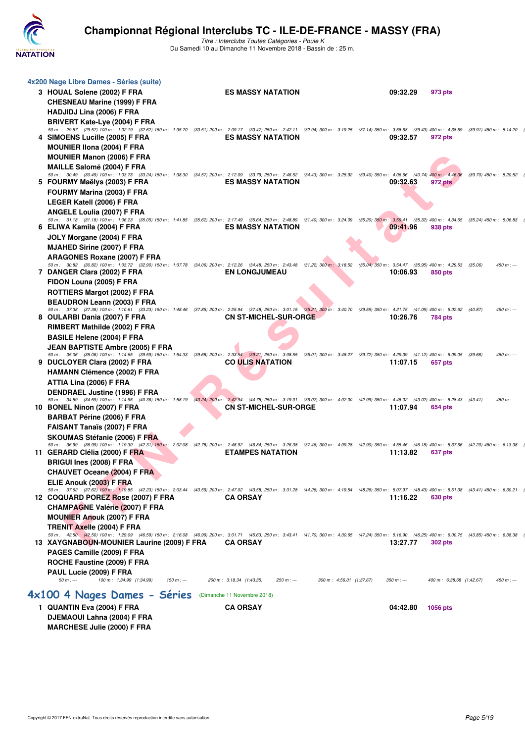# Championnat Régional Interclubs TC - ILE-DE-FRANCE - MASSY (FRA)

*Titre : Interclubs Toutes Catégories - Poule K*

Du Samedi 10 au Dimanche 11 Novembre 2018 - Bassin de : 25 m.

## 4x200 Nage Libre Dames - Séries (suite)

**3 HOUAL Solene (2002) F FRA** — **ES MASSY NATATION** — **09:32.29** — 973 pts
**CHESNEAU Marine (1999) F FRA**
**HADJIDJ Lina (2006) F FRA**
**BRIVERT Kate-Lye (2004) F FRA**
50 m : 29.57 (29.57) 100 m : 1:02.19 (32.62) 150 m : 1:35.70 (33.51) 200 m : 2:09.17 (33.47) 250 m : 2:42.11 (32.94) 300 m : 3:19.25 (37.14) 350 m : 3:58.68 (39.43) 400 m : 4:38.59 (39.91) 450 m : 5:14.20

**4 SIMOENS Lucille (2005) F FRA** — **ES MASSY NATATION** — **09:32.57** — 972 pts
**MOUNIER Ilona (2004) F FRA**
**MOUNIER Manon (2006) F FRA**
**MAILLE Salomé (2004) F FRA**
50 m : 30.49 (30.49) 100 m : 1:03.73 (33.24) 150 m : 1:38.30 (34.57) 200 m : 2:12.09 (33.79) 250 m : 2:46.52 (34.43) 300 m : 3:25.92 (39.40) 350 m : 4:06.66 (40.74) 400 m : 4:46.36 (39.70) 450 m : 5:20.52

**5 FOURMY Maëlys (2003) F FRA** — **ES MASSY NATATION** — **09:32.63** — 972 pts
**FOURMY Marina (2003) F FRA**
**LEGER Katell (2006) F FRA**
**ANGELE Loulia (2007) F FRA**
50 m : 31.18 (31.18) 100 m : 1:06.23 (35.05) 150 m : 1:41.85 (35.62) 200 m : 2:17.49 (35.64) 250 m : 2:48.89 (31.40) 300 m : 3:24.09 (35.20) 350 m : 3:59.41 (35.32) 400 m : 4:34.65 (35.24) 450 m : 5:06.83

**6 ELIWA Kamila (2004) F FRA** — **ES MASSY NATATION** — **09:41.96** — 938 pts
**JOLY Morgane (2004) F FRA**
**MJAHED Sirine (2007) F FRA**
**ARAGONES Roxane (2007) F FRA**
50 m : 30.82 (30.82) 100 m : 1:03.72 (32.90) 150 m : 1:37.78 (34.06) 200 m : 2:12.26 (34.48) 250 m : 2:43.48 (31.22) 300 m : 3:18.52 (35.04) 350 m : 3:54.47 (35.95) 400 m : 4:29.53 (35.06) 450 m : ---

**7 DANGER Clara (2002) F FRA** — **EN LONGJUMEAU** — **10:06.93** — 850 pts
**FIDON Louna (2005) F FRA**
**ROTTIERS Margot (2002) F FRA**
**BEAUDRON Leann (2003) F FRA**
50 m : 37.38 (37.38) 100 m : 1:10.61 (33.23) 150 m : 1:48.46 (37.85) 200 m : 2:25.94 (37.48) 250 m : 3:01.15 (35.21) 300 m : 3:40.70 (39.55) 350 m : 4:21.75 (41.05) 400 m : 5:02.62 (40.87) 450 m : ---

**8 OULARBI Dania (2007) F FRA** — **CN ST-MICHEL-SUR-ORGE** — **10:26.76** — 784 pts
**RIMBERT Mathilde (2002) F FRA**
**BASILE Helene (2004) F FRA**
**JEAN BAPTISTE Ambre (2005) F FRA**
50 m : 35.06 (35.06) 100 m : 1:14.65 (39.59) 150 m : 1:54.33 (39.68) 200 m : 2:33.54 (39.21) 250 m : 3:08.55 (35.01) 300 m : 3:48.27 (39.72) 350 m : 4:29.39 (41.12) 400 m : 5:09.05 (39.66) 450 m : ---

**9 DUCLOYER Clara (2002) F FRA** — **CO ULIS NATATION** — **11:07.15** — 657 pts
**HAMANN Clémence (2002) F FRA**
**ATTIA Lina (2006) F FRA**
**DENDRAEL Justine (1996) F FRA**
50 m : 34.59 (34.59) 100 m : 1:14.95 (40.36) 150 m : 1:58.19 (43.24) 200 m : 2:42.94 (44.75) 250 m : 3:19.01 (36.07) 300 m : 4:02.00 (42.99) 350 m : 4:45.02 (43.02) 400 m : 5:28.43 (43.41) 450 m : ---

**10 BONEL Ninon (2007) F FRA** — **CN ST-MICHEL-SUR-ORGE** — **11:07.94** — 654 pts
**BARBAT Périne (2006) F FRA**
**FAISANT Tanaïs (2007) F FRA**
**SKOUMAS Stéfanie (2006) F FRA**
50 m : 36.99 (36.99) 100 m : 1:19.30 (42.31) 150 m : 2:02.08 (42.78) 200 m : 2:48.92 (46.84) 250 m : 3:26.38 (37.46) 300 m : 4:09.28 (42.90) 350 m : 4:55.46 (46.18) 400 m : 5:37.66 (42.20) 450 m : 6:13.38

**11 GERARD Clélia (2000) F FRA** — **ETAMPES NATATION** — **11:13.82** — 637 pts
**BRIGUI Ines (2008) F FRA**
**CHAUVET Oceane (2004) F FRA**
**ELIE Anouk (2003) F FRA**
50 m : 37.62 (37.62) 100 m : 1:19.85 (42.23) 150 m : 2:03.44 (43.59) 200 m : 2:47.02 (43.58) 250 m : 3:31.28 (44.26) 300 m : 4:19.54 (48.26) 350 m : 5:07.97 (48.43) 400 m : 5:51.38 (43.41) 450 m : 6:30.21

**12 COQUARD POREZ Rose (2007) F FRA** — **CA ORSAY** — **11:16.22** — 630 pts
**CHAMPAGNE Valérie (2007) F FRA**
**MOUNIER Anouk (2007) F FRA**
**TRENIT Axelle (2004) F FRA**
50 m : 42.50 (42.50) 100 m : 1:29.09 (46.59) 150 m : 2:16.08 (46.99) 200 m : 3:01.71 (45.63) 250 m : 3:43.41 (41.70) 300 m : 4:30.65 (47.24) 350 m : 5:16.90 (46.25) 400 m : 6:00.75 (43.85) 450 m : 6:38.38

**13 XAYGNABOUN-MOUNIER Laurine (2009) F FRA** — **CA ORSAY** — **13:27.77** — 302 pts
**PAGES Camille (2009) F FRA**
**ROCHE Faustine (2009) F FRA**
**PAUL Lucie (2009) F FRA**
50 m : --- 100 m : 1:34.99 (1:34.99) 150 m : --- 200 m : 3:18.34 (1:43.35) 250 m : --- 300 m : 4:56.01 (1:37.67) 350 m : --- 400 m : 6:38.68 (1:42.67) 450 m : ---

## 4x100 4 Nages Dames - Séries (Dimanche 11 Novembre 2018)

**1 QUANTIN Eva (2004) F FRA** — **CA ORSAY** — **04:42.80** — 1056 pts
**DJEMAOUI Lahna (2004) F FRA**
**MARCHESE Julie (2000) F FRA**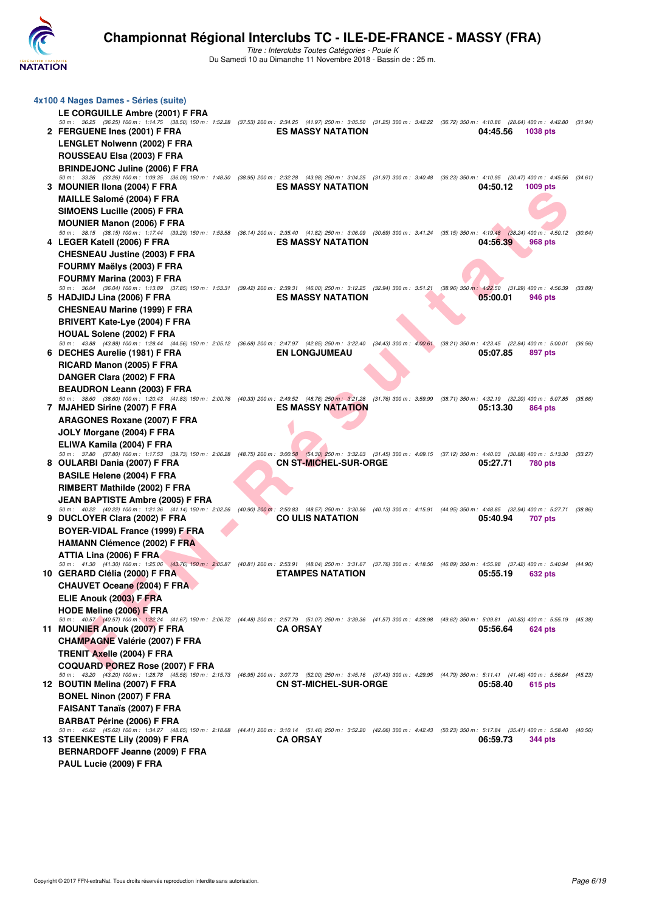# Championnat Régional Interclubs TC - ILE-DE-FRANCE - MASSY (FRA)

*Titre : Interclubs Toutes Catégories - Poule K*

Du Samedi 10 au Dimanche 11 Novembre 2018 - Bassin de : 25 m.

## 4x100 4 Nages Dames - Séries (suite)

**LE CORGUILLE Ambre (2001) F FRA**

*50 m : 36.25 (36.25) 100 m : 1:14.75 (38.50) 150 m : 1:52.28 (37.53) 200 m : 2:34.25 (41.97) 250 m : 3:05.50 (31.25) 300 m : 3:42.22 (36.72) 350 m : 4:10.86 (28.64) 400 m : 4:42.80 (31.94)*

**2 FERGUENE Ines (2001) F FRA — ES MASSY NATATION — 04:45.56 — 1038 pts**

**LENGLET Nolwenn (2002) F FRA**
**ROUSSEAU Elsa (2003) F FRA**
**BRINDEJONC Juline (2006) F FRA**

*50 m : 33.26 (33.26) 100 m : 1:09.35 (36.09) 150 m : 1:48.30 (38.95) 200 m : 2:32.28 (43.98) 250 m : 3:04.25 (31.97) 300 m : 3:40.48 (36.23) 350 m : 4:10.95 (30.47) 400 m : 4:45.56 (34.61)*

**3 MOUNIER Ilona (2004) F FRA — ES MASSY NATATION — 04:50.12 — 1009 pts**

**MAILLE Salomé (2004) F FRA**
**SIMOENS Lucille (2005) F FRA**
**MOUNIER Manon (2006) F FRA**

*50 m : 38.15 (38.15) 100 m : 1:17.44 (39.29) 150 m : 1:53.58 (36.14) 200 m : 2:35.40 (41.82) 250 m : 3:06.09 (30.69) 300 m : 3:41.24 (35.15) 350 m : 4:19.48 (38.24) 400 m : 4:50.12 (30.64)*

**4 LEGER Katell (2006) F FRA — ES MASSY NATATION — 04:56.39 — 968 pts**

**CHESNEAU Justine (2003) F FRA**
**FOURMY Maëlys (2003) F FRA**
**FOURMY Marina (2003) F FRA**

*50 m : 36.04 (36.04) 100 m : 1:13.89 (37.85) 150 m : 1:53.31 (39.42) 200 m : 2:39.31 (46.00) 250 m : 3:12.25 (32.94) 300 m : 3:51.21 (38.96) 350 m : 4:22.50 (31.29) 400 m : 4:56.39 (33.89)*

**5 HADJIDJ Lina (2006) F FRA — ES MASSY NATATION — 05:00.01 — 946 pts**

**CHESNEAU Marine (1999) F FRA**
**BRIVERT Kate-Lye (2004) F FRA**
**HOUAL Solene (2002) F FRA**

*50 m : 43.88 (43.88) 100 m : 1:28.44 (44.56) 150 m : 2:05.12 (36.68) 200 m : 2:47.97 (42.85) 250 m : 3:22.40 (34.43) 300 m : 4:00.61 (38.21) 350 m : 4:23.45 (22.84) 400 m : 5:00.01 (36.56)*

**6 DECHES Aurelie (1981) F FRA — EN LONGJUMEAU — 05:07.85 — 897 pts**

**RICARD Manon (2005) F FRA**
**DANGER Clara (2002) F FRA**
**BEAUDRON Leann (2003) F FRA**

*50 m : 38.60 (38.60) 100 m : 1:20.43 (41.83) 150 m : 2:00.76 (40.33) 200 m : 2:49.52 (48.76) 250 m : 3:21.28 (31.76) 300 m : 3:59.99 (38.71) 350 m : 4:32.19 (32.20) 400 m : 5:07.85 (35.66)*

**7 MJAHED Sirine (2007) F FRA — ES MASSY NATATION — 05:13.30 — 864 pts**

**ARAGONES Roxane (2007) F FRA**
**JOLY Morgane (2004) F FRA**
**ELIWA Kamila (2004) F FRA**

*50 m : 37.80 (37.80) 100 m : 1:17.53 (39.73) 150 m : 2:06.28 (48.75) 200 m : 3:00.58 (54.30) 250 m : 3:32.03 (31.45) 300 m : 4:09.15 (37.12) 350 m : 4:40.03 (30.88) 400 m : 5:13.30 (33.27)*

**8 OULARBI Dania (2007) F FRA — CN ST-MICHEL-SUR-ORGE — 05:27.71 — 780 pts**

**BASILE Helene (2004) F FRA**
**RIMBERT Mathilde (2002) F FRA**
**JEAN BAPTISTE Ambre (2005) F FRA**

*50 m : 40.22 (40.22) 100 m : 1:21.36 (41.14) 150 m : 2:02.26 (40.90) 200 m : 2:50.83 (48.57) 250 m : 3:30.96 (40.13) 300 m : 4:15.91 (44.95) 350 m : 4:48.85 (32.94) 400 m : 5:27.71 (38.86)*

**9 DUCLOYER Clara (2002) F FRA — CO ULIS NATATION — 05:40.94 — 707 pts**

**BOYER-VIDAL France (1999) F FRA**
**HAMANN Clémence (2002) F FRA**
**ATTIA Lina (2006) F FRA**

*50 m : 41.30 (41.30) 100 m : 1:25.06 (43.76) 150 m : 2:05.87 (40.81) 200 m : 2:53.91 (48.04) 250 m : 3:31.67 (37.76) 300 m : 4:18.56 (46.89) 350 m : 4:55.98 (37.42) 400 m : 5:40.94 (44.96)*

**10 GERARD Clélia (2000) F FRA — ETAMPES NATATION — 05:55.19 — 632 pts**

**CHAUVET Oceane (2004) F FRA**
**ELIE Anouk (2003) F FRA**
**HODE Meline (2006) F FRA**

*50 m : 40.57 (40.57) 100 m : 1:22.24 (41.67) 150 m : 2:06.72 (44.48) 200 m : 2:57.79 (51.07) 250 m : 3:39.36 (41.57) 300 m : 4:28.98 (49.62) 350 m : 5:09.81 (40.83) 400 m : 5:55.19 (45.38)*

**11 MOUNIER Anouk (2007) F FRA — CA ORSAY — 05:56.64 — 624 pts**

**CHAMPAGNE Valérie (2007) F FRA**
**TRENIT Axelle (2004) F FRA**
**COQUARD POREZ Rose (2007) F FRA**

*50 m : 43.20 (43.20) 100 m : 1:28.78 (45.58) 150 m : 2:15.73 (46.95) 200 m : 3:07.73 (52.00) 250 m : 3:45.16 (37.43) 300 m : 4:29.95 (44.79) 350 m : 5:11.41 (41.46) 400 m : 5:56.64 (45.23)*

**12 BOUTIN Melina (2007) F FRA — CN ST-MICHEL-SUR-ORGE — 05:58.40 — 615 pts**

**BONEL Ninon (2007) F FRA**
**FAISANT Tanaïs (2007) F FRA**
**BARBAT Périne (2006) F FRA**

*50 m : 45.62 (45.62) 100 m : 1:34.27 (48.65) 150 m : 2:18.68 (44.41) 200 m : 3:10.14 (51.46) 250 m : 3:52.20 (42.06) 300 m : 4:42.43 (50.23) 350 m : 5:17.84 (35.41) 400 m : 5:58.40 (40.56)*

**13 STEENKESTE Lily (2009) F FRA — CA ORSAY — 06:59.73 — 344 pts**

**BERNARDOFF Jeanne (2009) F FRA**
**PAUL Lucie (2009) F FRA**

Copyright © 2017 FFN-extraNat. Tous droits réservés reproduction interdite sans autorisation.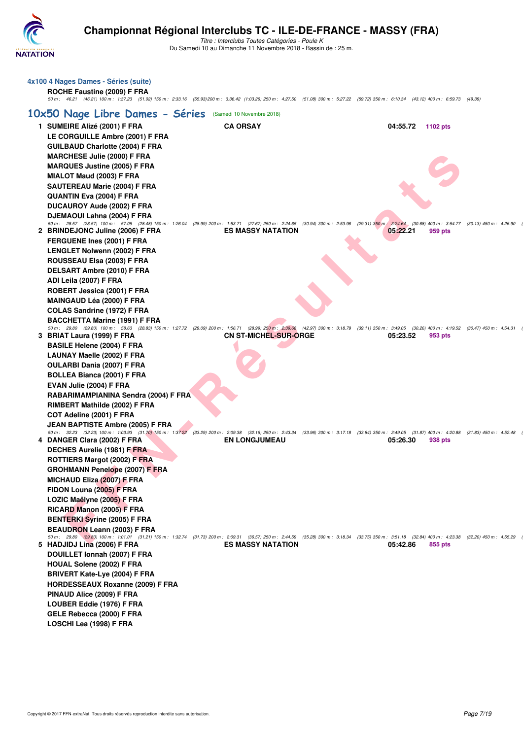# Championnat Régional Interclubs TC - ILE-DE-FRANCE - MASSY (FRA)

*Titre : Interclubs Toutes Catégories - Poule K*

Du Samedi 10 au Dimanche 11 Novembre 2018 - Bassin de : 25 m.

### 4x100 4 Nages Dames - Séries (suite)

**ROCHE Faustine (2009) F FRA**

*50 m : 46.21 (46.21) 100 m : 1:37.23 (51.02) 150 m : 2:33.16 (55.93) 200 m : 3:36.42 (1:03.26) 250 m : 4:27.50 (51.08) 300 m : 5:27.22 (59.72) 350 m : 6:10.34 (43.12) 400 m : 6:59.73 (49.39)*

## 10x50 Nage Libre Dames - Séries (Samedi 10 Novembre 2018)

**1 SUMEIRE Alizé (2001) F FRA** — **CA ORSAY** — **04:55.72** — **1102 pts**

**LE CORGUILLE Ambre (2001) F FRA**
**GUILBAUD Charlotte (2004) F FRA**
**MARCHESE Julie (2000) F FRA**
**MARQUES Justine (2005) F FRA**
**MIALOT Maud (2003) F FRA**
**SAUTEREAU Marie (2004) F FRA**
**QUANTIN Eva (2004) F FRA**
**DUCAUROY Aude (2002) F FRA**
**DJEMAOUI Lahna (2004) F FRA**

*50 m : 28.57 (28.57) 100 m : 57.05 (28.48) 150 m : 1:26.04 (28.99) 200 m : 1:53.71 (27.67) 250 m : 2:24.65 (30.94) 300 m : 2:53.96 (29.31) 350 m : 3:24.64 (30.68) 400 m : 3:54.77 (30.13) 450 m : 4:26.90*

**2 BRINDEJONC Juline (2006) F FRA** — **ES MASSY NATATION** — **05:22.21** — **959 pts**

**FERGUENE Ines (2001) F FRA**
**LENGLET Nolwenn (2002) F FRA**
**ROUSSEAU Elsa (2003) F FRA**
**DELSART Ambre (2010) F FRA**
**ADI Leila (2007) F FRA**
**ROBERT Jessica (2001) F FRA**
**MAINGAUD Léa (2000) F FRA**
**COLAS Sandrine (1972) F FRA**
**BACCHETTA Marine (1991) F FRA**

*50 m : 29.80 (29.80) 100 m : 58.63 (28.83) 150 m : 1:27.72 (29.09) 200 m : 1:56.71 (28.99) 250 m : 2:39.68 (42.97) 300 m : 3:18.79 (39.11) 350 m : 3:49.05 (30.26) 400 m : 4:19.52 (30.47) 450 m : 4:54.31*

**3 BRIAT Laura (1999) F FRA** — **CN ST-MICHEL-SUR-ORGE** — **05:23.52** — **953 pts**

**BASILE Helene (2004) F FRA**
**LAUNAY Maelle (2002) F FRA**
**OULARBI Dania (2007) F FRA**
**BOLLEA Bianca (2001) F FRA**
**EVAN Julie (2004) F FRA**
**RABARIMAMPIANINA Sendra (2004) F FRA**
**RIMBERT Mathilde (2002) F FRA**
**COT Adeline (2001) F FRA**
**JEAN BAPTISTE Ambre (2005) F FRA**

*50 m : 32.23 (32.23) 100 m : 1:03.93 (31.70) 150 m : 1:37.22 (33.29) 200 m : 2:09.38 (32.16) 250 m : 2:43.34 (33.96) 300 m : 3:17.18 (33.84) 350 m : 3:49.05 (31.87) 400 m : 4:20.88 (31.83) 450 m : 4:52.48*

**4 DANGER Clara (2002) F FRA** — **EN LONGJUMEAU** — **05:26.30** — **938 pts**

**DECHES Aurelie (1981) F FRA**
**ROTTIERS Margot (2002) F FRA**
**GROHMANN Penelope (2007) F FRA**
**MICHAUD Eliza (2007) F FRA**
**FIDON Louna (2005) F FRA**
**LOZIC Maëlyne (2005) F FRA**
**RICARD Manon (2005) F FRA**
**BENTERKI Syrine (2005) F FRA**
**BEAUDRON Leann (2003) F FRA**

*50 m : 29.80 (29.80) 100 m : 1:01.01 (31.21) 150 m : 1:32.74 (31.73) 200 m : 2:09.31 (36.57) 250 m : 2:44.59 (35.28) 300 m : 3:18.34 (33.75) 350 m : 3:51.18 (32.84) 400 m : 4:23.38 (32.20) 450 m : 4:55.29*

**5 HADJIDJ Lina (2006) F FRA** — **ES MASSY NATATION** — **05:42.86** — **855 pts**

**DOUILLET Ionnah (2007) F FRA**
**HOUAL Solene (2002) F FRA**
**BRIVERT Kate-Lye (2004) F FRA**
**HORDESSEAUX Roxanne (2009) F FRA**
**PINAUD Alice (2009) F FRA**
**LOUBER Eddie (1976) F FRA**
**GELE Rebecca (2000) F FRA**
**LOSCHI Lea (1998) F FRA**

Copyright © 2017 FFN-extraNat. Tous droits réservés reproduction interdite sans autorisation.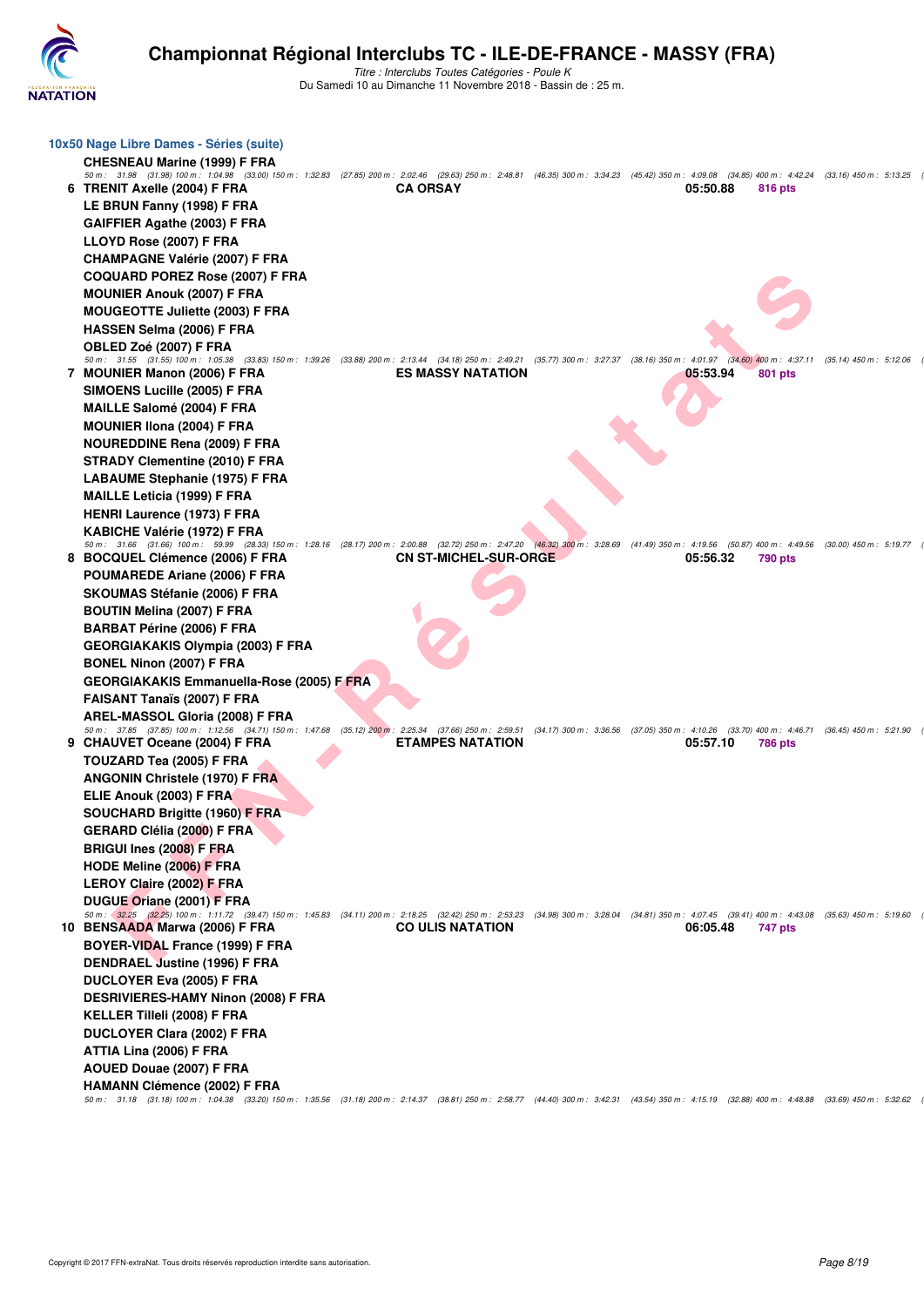# Championnat Régional Interclubs TC - ILE-DE-FRANCE - MASSY (FRA)

*Titre : Interclubs Toutes Catégories - Poule K*
Du Samedi 10 au Dimanche 11 Novembre 2018 - Bassin de : 25 m.

## 10x50 Nage Libre Dames - Séries (suite)

**CHESNEAU Marine (1999) F FRA**
50 m : 31.98 (31.98) 100 m : 1:04.98 (33.00) 150 m : 1:32.83 (27.85) 200 m : 2:02.46 (29.63) 250 m : 2:48.81 (46.35) 300 m : 3:34.23 (45.42) 350 m : 4:09.08 (34.85) 400 m : 4:42.24 (33.16) 450 m : 5:13.25 (

**6 TRENIT Axelle (2004) F FRA** — **CA ORSAY** — **05:50.88** — **816 pts**
**LE BRUN Fanny (1998) F FRA**
**GAIFFIER Agathe (2003) F FRA**
**LLOYD Rose (2007) F FRA**
**CHAMPAGNE Valérie (2007) F FRA**
**COQUARD POREZ Rose (2007) F FRA**
**MOUNIER Anouk (2007) F FRA**
**MOUGEOTTE Juliette (2003) F FRA**
**HASSEN Selma (2006) F FRA**
**OBLED Zoé (2007) F FRA**
50 m : 31.55 (31.55) 100 m : 1:05.38 (33.83) 150 m : 1:39.26 (33.88) 200 m : 2:13.44 (34.18) 250 m : 2:49.21 (35.77) 300 m : 3:27.37 (38.16) 350 m : 4:01.97 (34.60) 400 m : 4:37.11 (35.14) 450 m : 5:12.06 (

**7 MOUNIER Manon (2006) F FRA** — **ES MASSY NATATION** — **05:53.94** — **801 pts**
**SIMOENS Lucille (2005) F FRA**
**MAILLE Salomé (2004) F FRA**
**MOUNIER Ilona (2004) F FRA**
**NOUREDDINE Rena (2009) F FRA**
**STRADY Clementine (2010) F FRA**
**LABAUME Stephanie (1975) F FRA**
**MAILLE Leticia (1999) F FRA**
**HENRI Laurence (1973) F FRA**
**KABICHE Valérie (1972) F FRA**
50 m : 31.66 (31.66) 100 m : 59.99 (28.33) 150 m : 1:28.16 (28.17) 200 m : 2:00.88 (32.72) 250 m : 2:47.20 (46.32) 300 m : 3:28.69 (41.49) 350 m : 4:19.56 (50.87) 400 m : 4:49.56 (30.00) 450 m : 5:19.77 (

**8 BOCQUEL Clémence (2006) F FRA** — **CN ST-MICHEL-SUR-ORGE** — **05:56.32** — **790 pts**
**POUMAREDE Ariane (2006) F FRA**
**SKOUMAS Stéfanie (2006) F FRA**
**BOUTIN Melina (2007) F FRA**
**BARBAT Périne (2006) F FRA**
**GEORGIAKAKIS Olympia (2003) F FRA**
**BONEL Ninon (2007) F FRA**
**GEORGIAKAKIS Emmanuella-Rose (2005) F FRA**
**FAISANT Tanaïs (2007) F FRA**
**AREL-MASSOL Gloria (2008) F FRA**
50 m : 37.85 (37.85) 100 m : 1:12.56 (34.71) 150 m : 1:47.68 (35.12) 200 m : 2:25.34 (37.66) 250 m : 2:59.51 (34.17) 300 m : 3:36.56 (37.05) 350 m : 4:10.26 (33.70) 400 m : 4:46.71 (36.45) 450 m : 5:21.90 (

**9 CHAUVET Oceane (2004) F FRA** — **ETAMPES NATATION** — **05:57.10** — **786 pts**
**TOUZARD Tea (2005) F FRA**
**ANGONIN Christele (1970) F FRA**
**ELIE Anouk (2003) F FRA**
**SOUCHARD Brigitte (1960) F FRA**
**GERARD Clélia (2000) F FRA**
**BRIGUI Ines (2008) F FRA**
**HODE Meline (2006) F FRA**
**LEROY Claire (2002) F FRA**
**DUGUE Oriane (2001) F FRA**
50 m : 32.25 (32.25) 100 m : 1:11.72 (39.47) 150 m : 1:45.83 (34.11) 200 m : 2:18.25 (32.42) 250 m : 2:53.23 (34.98) 300 m : 3:28.04 (34.81) 350 m : 4:07.45 (39.41) 400 m : 4:43.08 (35.63) 450 m : 5:19.60 (

**10 BENSAADA Marwa (2006) F FRA** — **CO ULIS NATATION** — **06:05.48** — **747 pts**
**BOYER-VIDAL France (1999) F FRA**
**DENDRAEL Justine (1996) F FRA**
**DUCLOYER Eva (2005) F FRA**
**DESRIVIERES-HAMY Ninon (2008) F FRA**
**KELLER Tilleli (2008) F FRA**
**DUCLOYER Clara (2002) F FRA**
**ATTIA Lina (2006) F FRA**
**AOUED Douae (2007) F FRA**
**HAMANN Clémence (2002) F FRA**
50 m : 31.18 (31.18) 100 m : 1:04.38 (33.20) 150 m : 1:35.56 (31.18) 200 m : 2:14.37 (38.81) 250 m : 2:58.77 (44.40) 300 m : 3:42.31 (43.54) 350 m : 4:15.19 (32.88) 400 m : 4:48.88 (33.69) 450 m : 5:32.62 (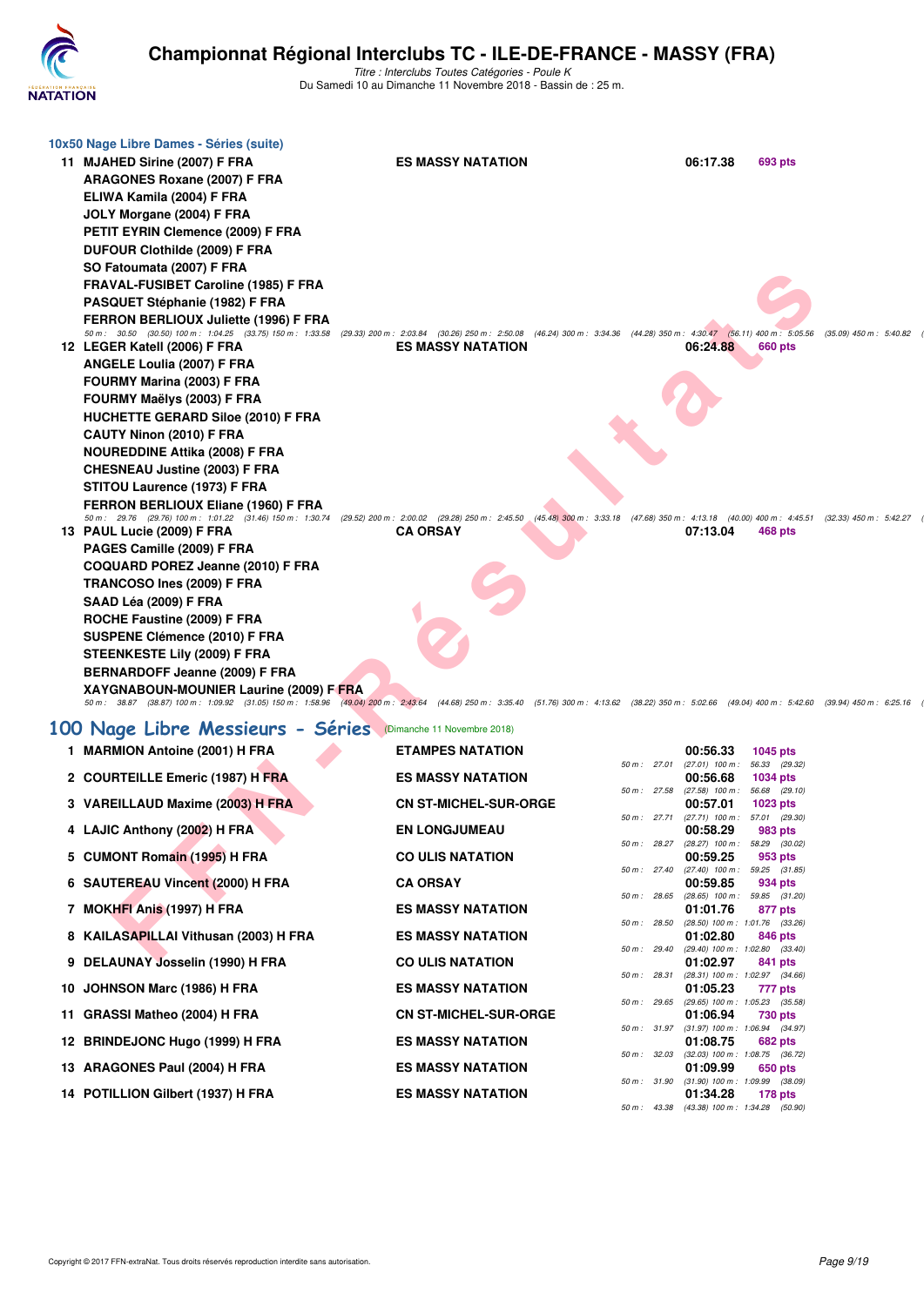### 10x50 Nage Libre Dames - Séries (suite)

**11 MJAHED Sirine (2007) F FRA** — **ES MASSY NATION** — **06:17.38** — **693 pts**
ARAGONES Roxane (2007) F FRA
ELIWA Kamila (2004) F FRA
JOLY Morgane (2004) F FRA
PETIT EYRIN Clemence (2009) F FRA
DUFOUR Clothilde (2009) F FRA
SO Fatoumata (2007) F FRA
FRAVAL-FUSIBET Caroline (1985) F FRA
PASQUET Stéphanie (1982) F FRA
FERRON BERLIOUX Juliette (1996) F FRA

*50 m : 30.50 (30.50) 100 m : 1:04.25 (33.75) 150 m : 1:33.58 (29.33) 200 m : 2:03.84 (30.26) 250 m : 2:50.08 (46.24) 300 m : 3:34.36 (44.28) 350 m : 4:30.47 (56.11) 400 m : 5:05.56 (35.09) 450 m : 5:40.82*

**12 LEGER Katell (2006) F FRA** — **ES MASSY NATATION** — **06:24.88** — **660 pts**
ANGELE Loulia (2007) F FRA
FOURMY Marina (2003) F FRA
FOURMY Maëlys (2003) F FRA
HUCHETTE GERARD Siloe (2010) F FRA
CAUTY Ninon (2010) F FRA
NOUREDDINE Attika (2008) F FRA
CHESNEAU Justine (2003) F FRA
STITOU Laurence (1973) F FRA
FERRON BERLIOUX Eliane (1960) F FRA

*50 m : 29.76 (29.76) 100 m : 1:01.22 (31.46) 150 m : 1:30.74 (29.52) 200 m : 2:00.02 (29.28) 250 m : 2:45.50 (45.48) 300 m : 3:33.18 (47.68) 350 m : 4:13.18 (40.00) 400 m : 4:45.51 (32.33) 450 m : 5:42.27*

**13 PAUL Lucie (2009) F FRA** — **CA ORSAY** — **07:13.04** — **468 pts**
PAGES Camille (2009) F FRA
COQUARD POREZ Jeanne (2010) F FRA
TRANCOSO Ines (2009) F FRA
SAAD Léa (2009) F FRA
ROCHE Faustine (2009) F FRA
SUSPENE Clémence (2010) F FRA
STEENKESTE Lily (2009) F FRA
BERNARDOFF Jeanne (2009) F FRA
XAYGNABOUN-MOUNIER Laurine (2009) F FRA

*50 m : 38.87 (38.87) 100 m : 1:09.92 (31.05) 150 m : 1:58.96 (49.04) 200 m : 2:43.64 (44.68) 250 m : 3:35.40 (51.76) 300 m : 4:13.62 (38.22) 350 m : 5:02.66 (49.04) 400 m : 5:42.60 (39.94) 450 m : 6:25.16*

## 100 Nage Libre Messieurs - Séries (Dimanche 11 Novembre 2018)

| Rang | Nom | Club | Temps | Points | Intermédiaires |
|---|---|---|---|---|---|
| 1 | MARMION Antoine (2001) H FRA | ETAMPES NATATION | 00:56.33 | 1045 pts | 50 m : 27.01 (27.01) 100 m : 56.33 (29.32) |
| 2 | COURTEILLE Emeric (1987) H FRA | ES MASSY NATATION | 00:56.68 | 1034 pts | 50 m : 27.58 (27.58) 100 m : 56.68 (29.10) |
| 3 | VAREILLAUD Maxime (2003) H FRA | CN ST-MICHEL-SUR-ORGE | 00:57.01 | 1023 pts | 50 m : 27.71 (27.71) 100 m : 57.01 (29.30) |
| 4 | LAJIC Anthony (2002) H FRA | EN LONGJUMEAU | 00:58.29 | 983 pts | 50 m : 28.27 (28.27) 100 m : 58.29 (30.02) |
| 5 | CUMONT Romain (1995) H FRA | CO ULIS NATATION | 00:59.25 | 953 pts | 50 m : 27.40 (27.40) 100 m : 59.25 (31.85) |
| 6 | SAUTEREAU Vincent (2000) H FRA | CA ORSAY | 00:59.85 | 934 pts | 50 m : 28.65 (28.65) 100 m : 59.85 (31.20) |
| 7 | MOKHFI Anis (1997) H FRA | ES MASSY NATATION | 01:01.76 | 877 pts | 50 m : 28.50 (28.50) 100 m : 1:01.76 (33.26) |
| 8 | KAILASAPILLAI Vithusan (2003) H FRA | ES MASSY NATATION | 01:02.80 | 846 pts | 50 m : 29.40 (29.40) 100 m : 1:02.80 (33.40) |
| 9 | DELAUNAY Josselin (1990) H FRA | CO ULIS NATATION | 01:02.97 | 841 pts | 50 m : 28.31 (28.31) 100 m : 1:02.97 (34.66) |
| 10 | JOHNSON Marc (1986) H FRA | ES MASSY NATATION | 01:05.23 | 777 pts | 50 m : 29.65 (29.65) 100 m : 1:05.23 (35.58) |
| 11 | GRASSI Matheo (2004) H FRA | CN ST-MICHEL-SUR-ORGE | 01:06.94 | 730 pts | 50 m : 31.97 (31.97) 100 m : 1:06.94 (34.97) |
| 12 | BRINDEJONC Hugo (1999) H FRA | ES MASSY NATATION | 01:08.75 | 682 pts | 50 m : 32.03 (32.03) 100 m : 1:08.75 (36.72) |
| 13 | ARAGONES Paul (2004) H FRA | ES MASSY NATATION | 01:09.99 | 650 pts | 50 m : 31.90 (31.90) 100 m : 1:09.99 (38.09) |
| 14 | POTILLION Gilbert (1937) H FRA | ES MASSY NATATION | 01:34.28 | 178 pts | 50 m : 43.38 (43.38) 100 m : 1:34.28 (50.90) |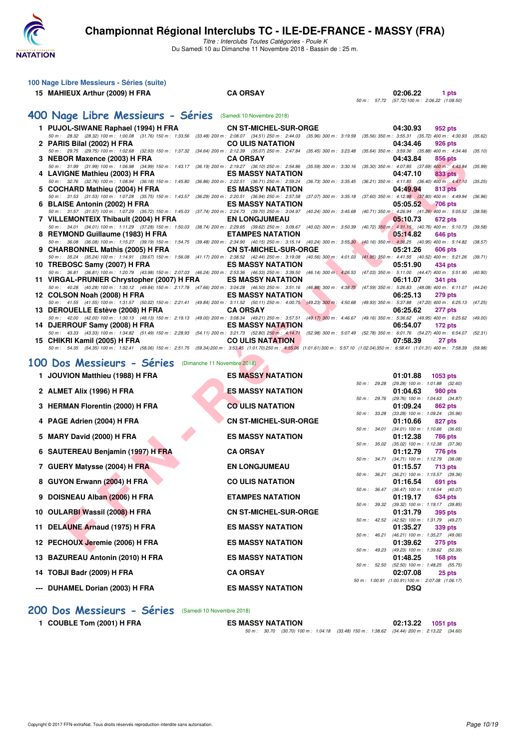# Championnat Régional Interclubs TC - ILE-DE-FRANCE - MASSY (FRA)

*Titre : Interclubs Toutes Catégories - Poule K*

Du Samedi 10 au Dimanche 11 Novembre 2018 - Bassin de : 25 m.

### 100 Nage Libre Messieurs - Séries (suite)

| | Nom | Club | Temps | Points |
|---|---|---|---|---|
| 15 | MAHIEUX Arthur (2009) H FRA | CA ORSAY | 02:06.22 | 1 pts |
| | | 50 m : 57.72 (57.72) 100 m : 2:06.22 (1:08.50) | | |

## 400 Nage Libre Messieurs - Séries (Samedi 10 Novembre 2018)

| | Nom | Club | Temps | Points |
|---|---|---|---|---|
| 1 | PUJOL-SIWANE Raphael (1994) H FRA | CN ST-MICHEL-SUR-ORGE | 04:30.93 | 952 pts |
| | 50 m : 28.32 (28.32) 100 m : 1:00.08 (31.76) 150 m : 1:33.56 (33.48) 200 m : 2:08.07 (34.51) 250 m : 2:44.03 (35.96) 300 m : 3:19.59 (35.56) 350 m : 3:55.31 (35.72) 400 m : 4:30.93 (35.62) | | | |
| 2 | PARIS Bilal (2002) H FRA | CO ULIS NATATION | 04:34.46 | 926 pts |
| | 50 m : 29.75 (29.75) 100 m : 1:02.68 (32.93) 150 m : 1:37.32 (34.64) 200 m : 2:12.39 (35.07) 250 m : 2:47.84 (35.45) 300 m : 3:23.48 (35.64) 350 m : 3:59.36 (35.88) 400 m : 4:34.46 (35.10) | | | |
| 3 | NEBOR Maxence (2003) H FRA | CA ORSAY | 04:43.84 | 856 pts |
| | 50 m : 31.99 (31.99) 100 m : 1:06.98 (34.99) 150 m : 1:43.17 (36.19) 200 m : 2:19.27 (36.10) 250 m : 2:54.86 (35.59) 300 m : 3:30.16 (35.30) 350 m : 4:07.85 (37.69) 400 m : 4:43.84 (35.99) | | | |
| 4 | LAVIGNE Mathieu (2003) H FRA | ES MASSY NATATION | 04:47.10 | 833 pts |
| | 50 m : 32.76 (32.76) 100 m : 1:08.94 (36.18) 150 m : 1:45.80 (36.86) 200 m : 2:22.51 (36.71) 250 m : 2:59.24 (36.73) 300 m : 3:35.45 (36.21) 350 m : 4:11.85 (36.40) 400 m : 4:47.10 (35.25) | | | |
| 5 | COCHARD Mathieu (2004) H FRA | ES MASSY NATATION | 04:49.94 | 813 pts |
| | 50 m : 31.53 (31.53) 100 m : 1:07.28 (35.75) 150 m : 1:43.57 (36.29) 200 m : 2:20.51 (36.94) 250 m : 2:57.58 (37.07) 300 m : 3:35.18 (37.60) 350 m : 4:12.98 (37.80) 400 m : 4:49.94 (36.96) | | | |
| 6 | BLAISE Antonin (2002) H FRA | ES MASSY NATATION | 05:05.52 | 706 pts |
| | 50 m : 31.57 (31.57) 100 m : 1:07.29 (35.72) 150 m : 1:45.03 (37.74) 200 m : 2:24.73 (39.70) 250 m : 3:04.97 (40.24) 300 m : 3:45.68 (40.71) 350 m : 4:26.94 (41.26) 400 m : 5:05.52 (38.58) | | | |
| 7 | VILLEMONTEIX Thibault (2004) H FRA | EN LONGJUMEAU | 05:10.73 | 672 pts |
| | 50 m : 34.01 (34.01) 100 m : 1:11.29 (37.28) 150 m : 1:50.03 (38.74) 200 m : 2:29.65 (39.62) 250 m : 3:09.67 (40.02) 300 m : 3:50.39 (40.72) 350 m : 4:31.15 (40.76) 400 m : 5:10.73 (39.58) | | | |
| 8 | REYMOND Guillaume (1983) H FRA | ETAMPES NATATION | 05:14.82 | 646 pts |
| | 50 m : 36.08 (36.08) 100 m : 1:15.27 (39.19) 150 m : 1:54.75 (39.48) 200 m : 2:34.90 (40.15) 250 m : 3:15.14 (40.24) 300 m : 3:55.30 (40.16) 350 m : 4:36.25 (40.95) 400 m : 5:14.82 (38.57) | | | |
| 9 | CHARBONNEL Mathis (2005) H FRA | CN ST-MICHEL-SUR-ORGE | 05:21.26 | 606 pts |
| | 50 m : 35.24 (35.24) 100 m : 1:14.91 (39.67) 150 m : 1:56.08 (41.17) 200 m : 2:38.52 (42.44) 250 m : 3:19.08 (40.56) 300 m : 4:01.03 (41.95) 350 m : 4:41.55 (40.52) 400 m : 5:21.26 (39.71) | | | |
| 10 | TREBOSC Samy (2007) H FRA | ES MASSY NATATION | 05:51.90 | 434 pts |
| | 50 m : 36.81 (36.81) 100 m : 1:20.79 (43.98) 150 m : 2:07.03 (46.24) 200 m : 2:53.36 (46.33) 250 m : 3:39.50 (46.14) 300 m : 4:26.53 (47.03) 350 m : 5:11.00 (44.47) 400 m : 5:51.90 (40.90) | | | |
| 11 | VIRGAL-PRUNIER Chrystopher (2007) H FRA | ES MASSY NATATION | 06:11.07 | 341 pts |
| | 50 m : 40.28 (40.28) 100 m : 1:30.12 (49.84) 150 m : 2:17.78 (47.66) 200 m : 3:04.28 (46.50) 250 m : 3:51.16 (46.88) 300 m : 4:38.75 (47.59) 350 m : 5:26.83 (48.08) 400 m : 6:11.07 (44.24) | | | |
| 12 | COLSON Noah (2008) H FRA | ES MASSY NATATION | 06:25.13 | 279 pts |
| | 50 m : 41.55 (41.55) 100 m : 1:31.57 (50.02) 150 m : 2:21.41 (49.84) 200 m : 3:11.52 (50.11) 250 m : 4:00.75 (49.23) 300 m : 4:50.68 (49.93) 350 m : 5:37.88 (47.20) 400 m : 6:25.13 (47.25) | | | |
| 13 | DEROUELLE Estève (2008) H FRA | CA ORSAY | 06:25.62 | 277 pts |
| | 50 m : 42.00 (42.00) 100 m : 1:30.13 (48.13) 150 m : 2:19.13 (49.00) 200 m : 3:08.34 (49.21) 250 m : 3:57.51 (49.17) 300 m : 4:46.67 (49.16) 350 m : 5:36.62 (49.95) 400 m : 6:25.62 (49.00) | | | |
| 14 | DJERROUF Samy (2008) H FRA | ES MASSY NATATION | 06:54.07 | 172 pts |
| | 50 m : 43.33 (43.33) 100 m : 1:34.82 (51.49) 150 m : 2:28.93 (54.11) 200 m : 3:21.73 (52.80) 250 m : 4:14.71 (52.98) 300 m : 5:07.49 (52.78) 350 m : 6:01.76 (54.27) 400 m : 6:54.07 (52.31) | | | |
| 15 | CHIKRI Kamil (2005) H FRA | CO ULIS NATATION | 07:58.39 | 27 pts |
| | 50 m : 54.35 (54.35) 100 m : 1:52.41 (58.06) 150 m : 2:51.75 (59.34) 200 m : 3:53.45 (1:01.70) 250 m : 4:55.06 (1:01.61) 300 m : 5:57.10 (1:02.04) 350 m : 6:58.41 (1:01.31) 400 m : 7:58.39 (59.98) | | | |

## 100 Dos Messieurs - Séries (Dimanche 11 Novembre 2018)

| | Nom | Club | Temps | Points |
|---|---|---|---|---|
| 1 | JOUVION Matthieu (1988) H FRA | ES MASSY NATATION | 01:01.88 | 1053 pts |
| | | 50 m : 29.28 (29.28) 100 m : 1:01.88 (32.60) | | |
| 2 | ALMET Alix (1996) H FRA | ES MASSY NATATION | 01:04.63 | 980 pts |
| | | 50 m : 29.76 (29.76) 100 m : 1:04.63 (34.87) | | |
| 3 | HERMAN Florentin (2000) H FRA | CO ULIS NATATION | 01:09.24 | 862 pts |
| | | 50 m : 33.28 (33.28) 100 m : 1:09.24 (35.96) | | |
| 4 | PAGE Adrien (2004) H FRA | CN ST-MICHEL-SUR-ORGE | 01:10.66 | 827 pts |
| | | 50 m : 34.01 (34.01) 100 m : 1:10.66 (36.65) | | |
| 5 | MARY David (2000) H FRA | ES MASSY NATATION | 01:12.38 | 786 pts |
| | | 50 m : 35.02 (35.02) 100 m : 1:12.38 (37.36) | | |
| 6 | SAUTEREAU Benjamin (1997) H FRA | CA ORSAY | 01:12.79 | 776 pts |
| | | 50 m : 34.71 (34.71) 100 m : 1:12.79 (38.08) | | |
| 7 | GUERY Matysse (2004) H FRA | EN LONGJUMEAU | 01:15.57 | 713 pts |
| | | 50 m : 36.21 (36.21) 100 m : 1:15.57 (39.36) | | |
| 8 | GUYON Erwann (2004) H FRA | CO ULIS NATATION | 01:16.54 | 691 pts |
| | | 50 m : 36.47 (36.47) 100 m : 1:16.54 (40.07) | | |
| 9 | DOISNEAU Alban (2006) H FRA | ETAMPES NATATION | 01:19.17 | 634 pts |
| | | 50 m : 39.32 (39.32) 100 m : 1:19.17 (39.85) | | |
| 10 | OULARBI Wassil (2008) H FRA | CN ST-MICHEL-SUR-ORGE | 01:31.79 | 395 pts |
| | | 50 m : 42.52 (42.52) 100 m : 1:31.79 (49.27) | | |
| 11 | DELAUNE Arnaud (1975) H FRA | ES MASSY NATATION | 01:35.27 | 339 pts |
| | | 50 m : 46.21 (46.21) 100 m : 1:35.27 (49.06) | | |
| 12 | PECHOUX Jeremie (2006) H FRA | ES MASSY NATATION | 01:39.62 | 275 pts |
| | | 50 m : 49.23 (49.23) 100 m : 1:39.62 (50.39) | | |
| 13 | BAZUREAU Antonin (2010) H FRA | ES MASSY NATATION | 01:48.25 | 168 pts |
| | | 50 m : 52.50 (52.50) 100 m : 1:48.25 (55.75) | | |
| 14 | TOBJI Badr (2009) H FRA | CA ORSAY | 02:07.08 | 25 pts |
| | | 50 m : 1:00.91 (1:00.91) 100 m : 2:07.08 (1:06.17) | | |
| --- | DUHAMEL Dorian (2003) H FRA | ES MASSY NATATION | DSQ | |

## 200 Dos Messieurs - Séries (Samedi 10 Novembre 2018)

| | Nom | Club | Temps | Points |
|---|---|---|---|---|
| 1 | COUBLE Tom (2001) H FRA | ES MASSY NATATION | 02:13.22 | 1051 pts |
| | | 50 m : 30.70 (30.70) 100 m : 1:04.18 (33.48) 150 m : 1:38.62 (34.44) 200 m : 2:13.22 (34.60) | | |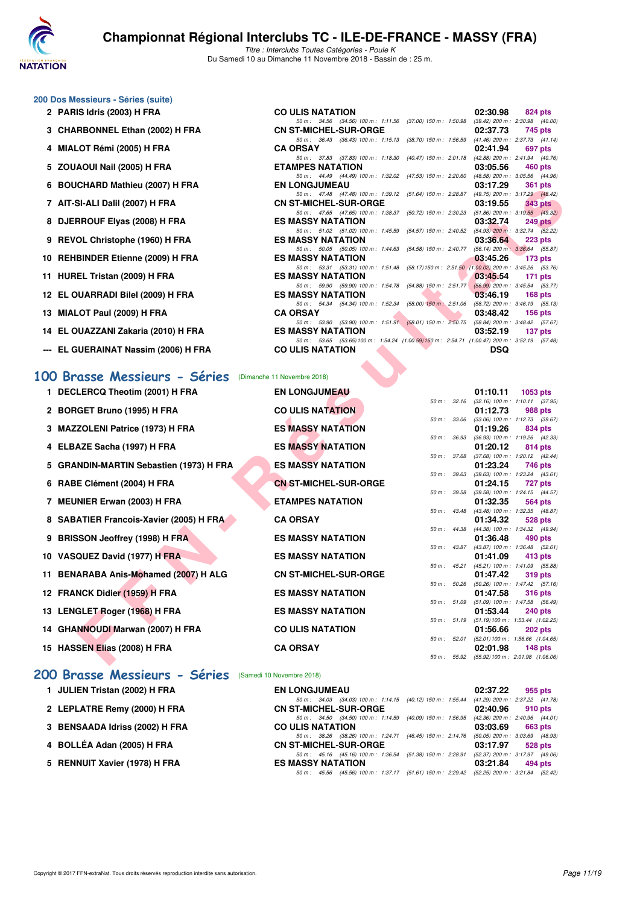# Championnat Régional Interclubs TC - ILE-DE-FRANCE - MASSY (FRA)

*Titre : Interclubs Toutes Catégories - Poule K*
Du Samedi 10 au Dimanche 11 Novembre 2018 - Bassin de : 25 m.

## 200 Dos Messieurs - Séries (suite)

| Rg | Nom | Club | Temps | Points |
|---|---|---|---|---|
| 2 | PARIS Idris (2003) H FRA | CO ULIS NATATION | 02:30.98 | 824 pts |
| | | 50 m : 34.56 (34.56) 100 m : 1:11.56 (37.00) 150 m : 1:50.98 (39.42) 200 m : 2:30.98 (40.00) | | |
| 3 | CHARBONNEL Ethan (2002) H FRA | CN ST-MICHEL-SUR-ORGE | 02:37.73 | 745 pts |
| | | 50 m : 36.43 (36.43) 100 m : 1:15.13 (38.70) 150 m : 1:56.59 (41.46) 200 m : 2:37.73 (41.14) | | |
| 4 | MIALOT Rémi (2005) H FRA | CA ORSAY | 02:41.94 | 697 pts |
| | | 50 m : 37.83 (37.83) 100 m : 1:18.30 (40.47) 150 m : 2:01.18 (42.88) 200 m : 2:41.94 (40.76) | | |
| 5 | ZOUAOUI Nail (2005) H FRA | ETAMPES NATATION | 03:05.56 | 460 pts |
| | | 50 m : 44.49 (44.49) 100 m : 1:32.02 (47.53) 150 m : 2:20.60 (48.58) 200 m : 3:05.56 (44.96) | | |
| 6 | BOUCHARD Mathieu (2007) H FRA | EN LONGJUMEAU | 03:17.29 | 361 pts |
| | | 50 m : 47.48 (47.48) 100 m : 1:39.12 (51.64) 150 m : 2:28.87 (49.75) 200 m : 3:17.29 (48.42) | | |
| 7 | AIT-SI-ALI Dalil (2007) H FRA | CN ST-MICHEL-SUR-ORGE | 03:19.55 | 343 pts |
| | | 50 m : 47.65 (47.65) 100 m : 1:38.37 (50.72) 150 m : 2:30.23 (51.86) 200 m : 3:19.55 (49.32) | | |
| 8 | DJERROUF Elyas (2008) H FRA | ES MASSY NATATION | 03:32.74 | 249 pts |
| | | 50 m : 51.02 (51.02) 100 m : 1:45.59 (54.57) 150 m : 2:40.52 (54.93) 200 m : 3:32.74 (52.22) | | |
| 9 | REVOL Christophe (1960) H FRA | ES MASSY NATATION | 03:36.64 | 223 pts |
| | | 50 m : 50.05 (50.05) 100 m : 1:44.63 (54.58) 150 m : 2:40.77 (56.14) 200 m : 3:36.64 (55.87) | | |
| 10 | REHBINDER Etienne (2009) H FRA | ES MASSY NATATION | 03:45.26 | 173 pts |
| | | 50 m : 53.31 (53.31) 100 m : 1:51.48 (58.17) 150 m : 2:51.50 (1:00.02) 200 m : 3:45.26 (53.76) | | |
| 11 | HUREL Tristan (2009) H FRA | ES MASSY NATATION | 03:45.54 | 171 pts |
| | | 50 m : 59.90 (59.90) 100 m : 1:54.78 (54.88) 150 m : 2:51.77 (56.99) 200 m : 3:45.54 (53.77) | | |
| 12 | EL OUARRADI Bilel (2009) H FRA | ES MASSY NATATION | 03:46.19 | 168 pts |
| | | 50 m : 54.34 (54.34) 100 m : 1:52.34 (58.00) 150 m : 2:51.06 (58.72) 200 m : 3:46.19 (55.13) | | |
| 13 | MIALOT Paul (2009) H FRA | CA ORSAY | 03:48.42 | 156 pts |
| | | 50 m : 53.90 (53.90) 100 m : 1:51.91 (58.01) 150 m : 2:50.75 (58.84) 200 m : 3:48.42 (57.67) | | |
| 14 | EL OUAZZANI Zakaria (2010) H FRA | ES MASSY NATATION | 03:52.19 | 137 pts |
| | | 50 m : 53.65 (53.65) 100 m : 1:54.24 (1:00.59) 150 m : 2:54.71 (1:00.47) 200 m : 3:52.19 (57.48) | | |
| --- | EL GUERAINAT Nassim (2006) H FRA | CO ULIS NATATION | DSQ | |

## 100 Brasse Messieurs - Séries (Dimanche 11 Novembre 2018)

| Rg | Nom | Club | Temps | Points |
|---|---|---|---|---|
| 1 | DECLERCQ Theotim (2001) H FRA | EN LONGJUMEAU | 01:10.11 | 1053 pts |
| | | 50 m : 32.16 (32.16) 100 m : 1:10.11 (37.95) | | |
| 2 | BORGET Bruno (1995) H FRA | CO ULIS NATATION | 01:12.73 | 988 pts |
| | | 50 m : 33.06 (33.06) 100 m : 1:12.73 (39.67) | | |
| 3 | MAZZOLENI Patrice (1973) H FRA | ES MASSY NATATION | 01:19.26 | 834 pts |
| | | 50 m : 36.93 (36.93) 100 m : 1:19.26 (42.33) | | |
| 4 | ELBAZE Sacha (1997) H FRA | ES MASSY NATATION | 01:20.12 | 814 pts |
| | | 50 m : 37.68 (37.68) 100 m : 1:20.12 (42.44) | | |
| 5 | GRANDIN-MARTIN Sebastien (1973) H FRA | ES MASSY NATATION | 01:23.24 | 746 pts |
| | | 50 m : 39.63 (39.63) 100 m : 1:23.24 (43.61) | | |
| 6 | RABE Clément (2004) H FRA | CN ST-MICHEL-SUR-ORGE | 01:24.15 | 727 pts |
| | | 50 m : 39.58 (39.58) 100 m : 1:24.15 (44.57) | | |
| 7 | MEUNIER Erwan (2003) H FRA | ETAMPES NATATION | 01:32.35 | 564 pts |
| | | 50 m : 43.48 (43.48) 100 m : 1:32.35 (48.87) | | |
| 8 | SABATIER Francois-Xavier (2005) H FRA | CA ORSAY | 01:34.32 | 528 pts |
| | | 50 m : 44.38 (44.38) 100 m : 1:34.32 (49.94) | | |
| 9 | BRISSON Jeoffrey (1998) H FRA | ES MASSY NATATION | 01:36.48 | 490 pts |
| | | 50 m : 43.87 (43.87) 100 m : 1:36.48 (52.61) | | |
| 10 | VASQUEZ David (1977) H FRA | ES MASSY NATATION | 01:41.09 | 413 pts |
| | | 50 m : 45.21 (45.21) 100 m : 1:41.09 (55.88) | | |
| 11 | BENARABA Anis-Mohamed (2007) H ALG | CN ST-MICHEL-SUR-ORGE | 01:47.42 | 319 pts |
| | | 50 m : 50.26 (50.26) 100 m : 1:47.42 (57.16) | | |
| 12 | FRANCK Didier (1959) H FRA | ES MASSY NATATION | 01:47.58 | 316 pts |
| | | 50 m : 51.09 (51.09) 100 m : 1:47.58 (56.49) | | |
| 13 | LENGLET Roger (1968) H FRA | ES MASSY NATATION | 01:53.44 | 240 pts |
| | | 50 m : 51.19 (51.19) 100 m : 1:53.44 (1:02.25) | | |
| 14 | GHANNOUDI Marwan (2007) H FRA | CO ULIS NATATION | 01:56.66 | 202 pts |
| | | 50 m : 52.01 (52.01) 100 m : 1:56.66 (1:04.65) | | |
| 15 | HASSEN Elias (2008) H FRA | CA ORSAY | 02:01.98 | 148 pts |
| | | 50 m : 55.92 (55.92) 100 m : 2:01.98 (1:06.06) | | |

## 200 Brasse Messieurs - Séries (Samedi 10 Novembre 2018)

| Rg | Nom | Club | Temps | Points |
|---|---|---|---|---|
| 1 | JULIEN Tristan (2002) H FRA | EN LONGJUMEAU | 02:37.22 | 955 pts |
| | | 50 m : 34.03 (34.03) 100 m : 1:14.15 (40.12) 150 m : 1:55.44 (41.29) 200 m : 2:37.22 (41.78) | | |
| 2 | LEPLATRE Remy (2000) H FRA | CN ST-MICHEL-SUR-ORGE | 02:40.96 | 910 pts |
| | | 50 m : 34.50 (34.50) 100 m : 1:14.59 (40.09) 150 m : 1:56.95 (42.36) 200 m : 2:40.96 (44.01) | | |
| 3 | BENSAADA Idriss (2002) H FRA | CO ULIS NATATION | 03:03.69 | 663 pts |
| | | 50 m : 38.26 (38.26) 100 m : 1:24.71 (46.45) 150 m : 2:14.76 (50.05) 200 m : 3:03.69 (48.93) | | |
| 4 | BOLLÉA Adan (2005) H FRA | CN ST-MICHEL-SUR-ORGE | 03:17.97 | 528 pts |
| | | 50 m : 45.16 (45.16) 100 m : 1:36.54 (51.38) 150 m : 2:28.91 (52.37) 200 m : 3:17.97 (49.06) | | |
| 5 | RENNUIT Xavier (1978) H FRA | ES MASSY NATATION | 03:21.84 | 494 pts |
| | | 50 m : 45.56 (45.56) 100 m : 1:37.17 (51.61) 150 m : 2:29.42 (52.25) 200 m : 3:21.84 (52.42) | | |

Copyright © 2017 FFN-extraNat. Tous droits réservés reproduction interdite sans autorisation.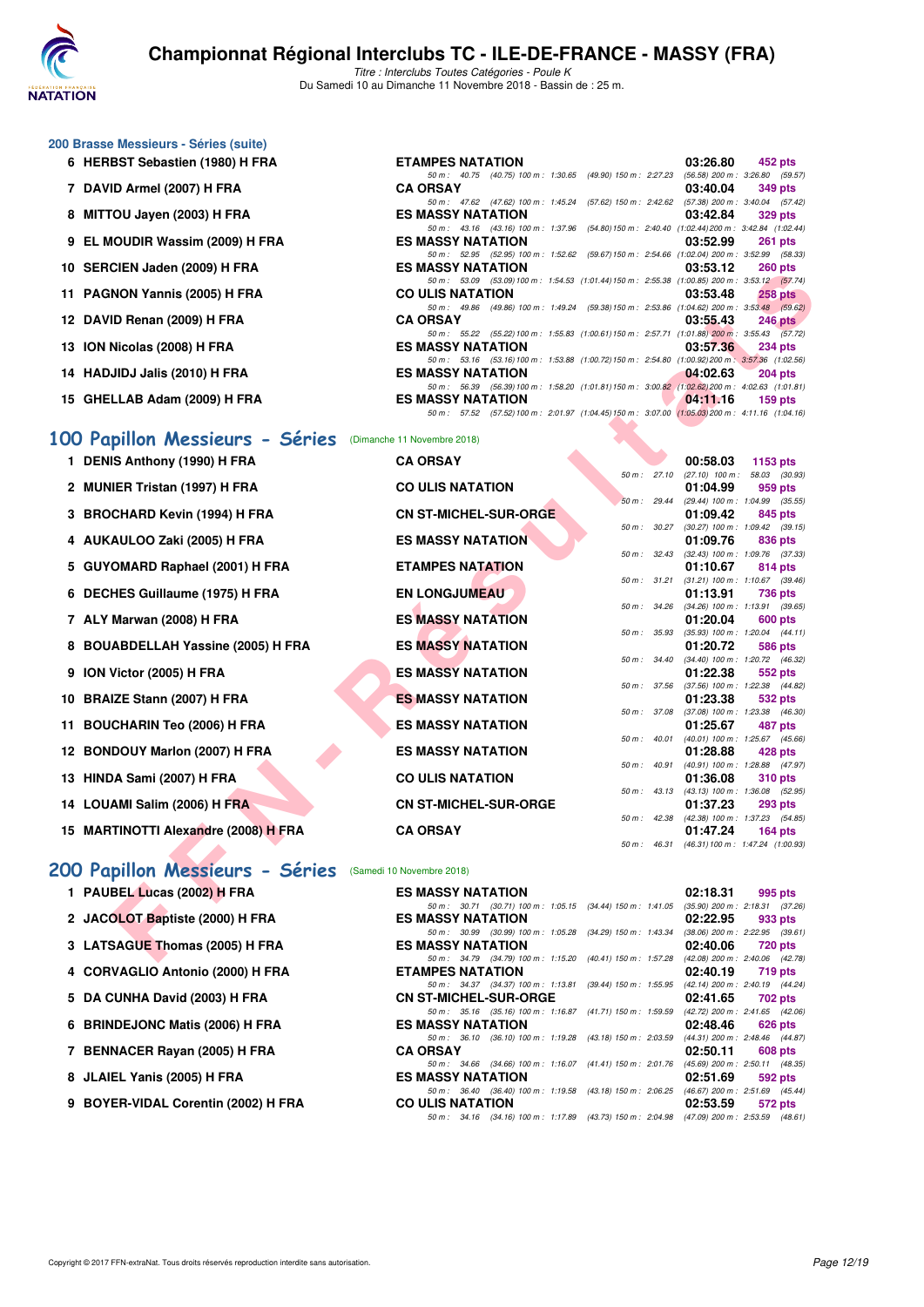# Championnat Régional Interclubs TC - ILE-DE-FRANCE - MASSY (FRA)

*Titre : Interclubs Toutes Catégories - Poule K*
Du Samedi 10 au Dimanche 11 Novembre 2018 - Bassin de : 25 m.

### 200 Brasse Messieurs - Séries (suite)

| Rang | Nom | Club | Temps | Points |
|---|---|---|---|---|
| 6 | HERBST Sebastien (1980) H FRA | ETAMPES NATATION | 03:26.80 | 452 pts |
| | 50 m : 40.75 (40.75) 100 m : 1:30.65 (49.90) 150 m : 2:27.23 (56.58) 200 m : 3:26.80 (59.57) | | | |
| 7 | DAVID Armel (2007) H FRA | CA ORSAY | 03:40.04 | 349 pts |
| | 50 m : 47.62 (47.62) 100 m : 1:45.24 (57.62) 150 m : 2:42.62 (57.38) 200 m : 3:40.04 (57.42) | | | |
| 8 | MITTOU Jayen (2003) H FRA | ES MASSY NATATION | 03:42.84 | 329 pts |
| | 50 m : 43.16 (43.16) 100 m : 1:37.96 (54.80) 150 m : 2:40.40 (1:02.44) 200 m : 3:42.84 (1:02.44) | | | |
| 9 | EL MOUDIR Wassim (2009) H FRA | ES MASSY NATATION | 03:52.99 | 261 pts |
| | 50 m : 52.95 (52.95) 100 m : 1:52.62 (59.67) 150 m : 2:54.66 (1:02.04) 200 m : 3:52.99 (58.33) | | | |
| 10 | SERCIEN Jaden (2009) H FRA | ES MASSY NATATION | 03:53.12 | 260 pts |
| | 50 m : 53.09 (53.09) 100 m : 1:54.53 (1:01.44) 150 m : 2:55.38 (1:00.85) 200 m : 3:53.12 (57.74) | | | |
| 11 | PAGNON Yannis (2005) H FRA | CO ULIS NATATION | 03:53.48 | 258 pts |
| | 50 m : 49.86 (49.86) 100 m : 1:49.24 (59.38) 150 m : 2:53.86 (1:04.62) 200 m : 3:53.48 (59.62) | | | |
| 12 | DAVID Renan (2009) H FRA | CA ORSAY | 03:55.43 | 246 pts |
| | 50 m : 55.22 (55.22) 100 m : 1:55.83 (1:00.61) 150 m : 2:57.71 (1:01.88) 200 m : 3:55.43 (57.72) | | | |
| 13 | ION Nicolas (2008) H FRA | ES MASSY NATATION | 03:57.36 | 234 pts |
| | 50 m : 53.16 (53.16) 100 m : 1:53.88 (1:00.72) 150 m : 2:54.80 (1:00.92) 200 m : 3:57.36 (1:02.56) | | | |
| 14 | HADJIDJ Jalis (2010) H FRA | ES MASSY NATATION | 04:02.63 | 204 pts |
| | 50 m : 56.39 (56.39) 100 m : 1:58.20 (1:01.81) 150 m : 3:00.82 (1:02.62) 200 m : 4:02.63 (1:01.81) | | | |
| 15 | GHELLAB Adam (2009) H FRA | ES MASSY NATATION | 04:11.16 | 159 pts |
| | 50 m : 57.52 (57.52) 100 m : 2:01.97 (1:04.45) 150 m : 3:07.00 (1:05.03) 200 m : 4:11.16 (1:04.16) | | | |

## 100 Papillon Messieurs - Séries (Dimanche 11 Novembre 2018)

| Rang | Nom | Club | Temps | Points |
|---|---|---|---|---|
| 1 | DENIS Anthony (1990) H FRA | CA ORSAY | 00:58.03 | 1153 pts |
| | 50 m : 27.10 (27.10) 100 m : 58.03 (30.93) | | | |
| 2 | MUNIER Tristan (1997) H FRA | CO ULIS NATATION | 01:04.99 | 959 pts |
| | 50 m : 29.44 (29.44) 100 m : 1:04.99 (35.55) | | | |
| 3 | BROCHARD Kevin (1994) H FRA | CN ST-MICHEL-SUR-ORGE | 01:09.42 | 845 pts |
| | 50 m : 30.27 (30.27) 100 m : 1:09.42 (39.15) | | | |
| 4 | AUKAULOO Zaki (2005) H FRA | ES MASSY NATATION | 01:09.76 | 836 pts |
| | 50 m : 32.43 (32.43) 100 m : 1:09.76 (37.33) | | | |
| 5 | GUYOMARD Raphael (2001) H FRA | ETAMPES NATATION | 01:10.67 | 814 pts |
| | 50 m : 31.21 (31.21) 100 m : 1:10.67 (39.46) | | | |
| 6 | DECHES Guillaume (1975) H FRA | EN LONGJUMEAU | 01:13.91 | 736 pts |
| | 50 m : 34.26 (34.26) 100 m : 1:13.91 (39.65) | | | |
| 7 | ALY Marwan (2008) H FRA | ES MASSY NATATION | 01:20.04 | 600 pts |
| | 50 m : 35.93 (35.93) 100 m : 1:20.04 (44.11) | | | |
| 8 | BOUABDELLAH Yassine (2005) H FRA | ES MASSY NATATION | 01:20.72 | 586 pts |
| | 50 m : 34.40 (34.40) 100 m : 1:20.72 (46.32) | | | |
| 9 | ION Victor (2005) H FRA | ES MASSY NATATION | 01:22.38 | 552 pts |
| | 50 m : 37.56 (37.56) 100 m : 1:22.38 (44.82) | | | |
| 10 | BRAIZE Stann (2007) H FRA | ES MASSY NATATION | 01:23.38 | 532 pts |
| | 50 m : 37.08 (37.08) 100 m : 1:23.38 (46.30) | | | |
| 11 | BOUCHARIN Teo (2006) H FRA | ES MASSY NATATION | 01:25.67 | 487 pts |
| | 50 m : 40.01 (40.01) 100 m : 1:25.67 (45.66) | | | |
| 12 | BONDOUY Marlon (2007) H FRA | ES MASSY NATATION | 01:28.88 | 428 pts |
| | 50 m : 40.91 (40.91) 100 m : 1:28.88 (47.97) | | | |
| 13 | HINDA Sami (2007) H FRA | CO ULIS NATATION | 01:36.08 | 310 pts |
| | 50 m : 43.13 (43.13) 100 m : 1:36.08 (52.95) | | | |
| 14 | LOUAMI Salim (2006) H FRA | CN ST-MICHEL-SUR-ORGE | 01:37.23 | 293 pts |
| | 50 m : 42.38 (42.38) 100 m : 1:37.23 (54.85) | | | |
| 15 | MARTINOTTI Alexandre (2008) H FRA | CA ORSAY | 01:47.24 | 164 pts |
| | 50 m : 46.31 (46.31) 100 m : 1:47.24 (1:00.93) | | | |

## 200 Papillon Messieurs - Séries (Samedi 10 Novembre 2018)

| Rang | Nom | Club | Temps | Points |
|---|---|---|---|---|
| 1 | PAUBEL Lucas (2002) H FRA | ES MASSY NATATION | 02:18.31 | 995 pts |
| | 50 m : 30.71 (30.71) 100 m : 1:05.15 (34.44) 150 m : 1:41.05 (35.90) 200 m : 2:18.31 (37.26) | | | |
| 2 | JACOLOT Baptiste (2000) H FRA | ES MASSY NATATION | 02:22.95 | 933 pts |
| | 50 m : 30.99 (30.99) 100 m : 1:05.28 (34.29) 150 m : 1:43.34 (38.06) 200 m : 2:22.95 (39.61) | | | |
| 3 | LATSAGUE Thomas (2005) H FRA | ES MASSY NATATION | 02:40.06 | 720 pts |
| | 50 m : 34.79 (34.79) 100 m : 1:15.20 (40.41) 150 m : 1:57.28 (42.08) 200 m : 2:40.06 (42.78) | | | |
| 4 | CORVAGLIO Antonio (2000) H FRA | ETAMPES NATATION | 02:40.19 | 719 pts |
| | 50 m : 34.37 (34.37) 100 m : 1:13.81 (39.44) 150 m : 1:55.95 (42.14) 200 m : 2:40.19 (44.24) | | | |
| 5 | DA CUNHA David (2003) H FRA | CN ST-MICHEL-SUR-ORGE | 02:41.65 | 702 pts |
| | 50 m : 35.16 (35.16) 100 m : 1:16.87 (41.71) 150 m : 1:59.59 (42.72) 200 m : 2:41.65 (42.06) | | | |
| 6 | BRINDEJONC Matis (2006) H FRA | ES MASSY NATATION | 02:48.46 | 626 pts |
| | 50 m : 36.10 (36.10) 100 m : 1:19.28 (43.18) 150 m : 2:03.59 (44.31) 200 m : 2:48.46 (44.87) | | | |
| 7 | BENNACER Rayan (2005) H FRA | CA ORSAY | 02:50.11 | 608 pts |
| | 50 m : 34.66 (34.66) 100 m : 1:16.07 (41.41) 150 m : 2:01.76 (45.69) 200 m : 2:50.11 (48.35) | | | |
| 8 | JLAIEL Yanis (2005) H FRA | ES MASSY NATATION | 02:51.69 | 592 pts |
| | 50 m : 36.40 (36.40) 100 m : 1:19.58 (43.18) 150 m : 2:06.25 (46.67) 200 m : 2:51.69 (45.44) | | | |
| 9 | BOYER-VIDAL Corentin (2002) H FRA | CO ULIS NATATION | 02:53.59 | 572 pts |
| | 50 m : 34.16 (34.16) 100 m : 1:17.89 (43.73) 150 m : 2:04.98 (47.09) 200 m : 2:53.59 (48.61) | | | |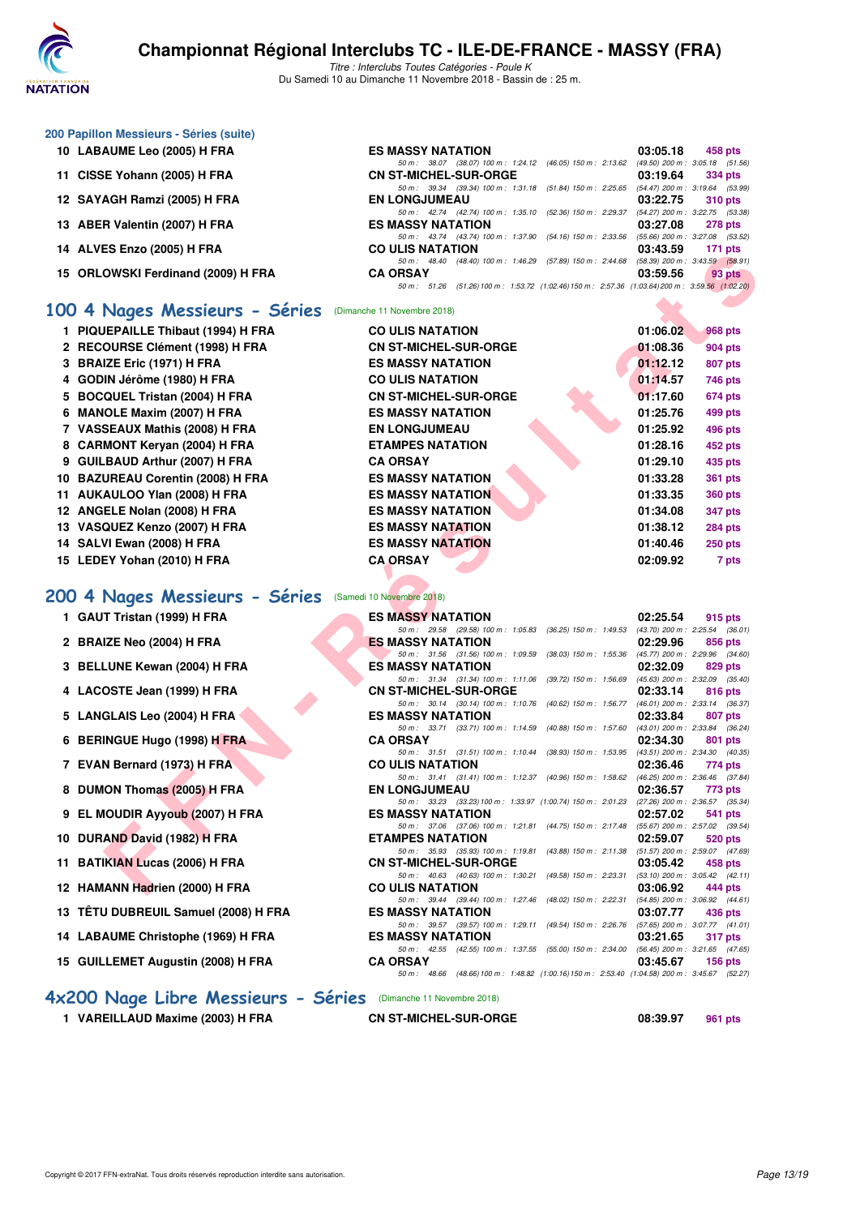# Championnat Régional Interclubs TC - ILE-DE-FRANCE - MASSY (FRA)

*Titre : Interclubs Toutes Catégories - Poule K*
Du Samedi 10 au Dimanche 11 Novembre 2018 - Bassin de : 25 m.

## 200 Papillon Messieurs - Séries (suite)

| Rang | Nom | Club | Temps | Points |
|---|---|---|---|---|
| 10 | LABAUME Leo (2005) H FRA | ES MASSY NATATION | 03:05.18 | 458 pts |
| | 50 m : 38.07 (38.07) 100 m : 1:24.12 (46.05) 150 m : 2:13.62 (49.50) 200 m : 3:05.18 (51.56) | | | |
| 11 | CISSE Yohann (2005) H FRA | CN ST-MICHEL-SUR-ORGE | 03:19.64 | 334 pts |
| | 50 m : 39.34 (39.34) 100 m : 1:31.18 (51.84) 150 m : 2:25.65 (54.47) 200 m : 3:19.64 (53.99) | | | |
| 12 | SAYAGH Ramzi (2005) H FRA | EN LONGJUMEAU | 03:22.75 | 310 pts |
| | 50 m : 42.74 (42.74) 100 m : 1:35.10 (52.36) 150 m : 2:29.37 (54.27) 200 m : 3:22.75 (53.38) | | | |
| 13 | ABER Valentin (2007) H FRA | ES MASSY NATATION | 03:27.08 | 278 pts |
| | 50 m : 43.74 (43.74) 100 m : 1:37.90 (54.16) 150 m : 2:33.56 (55.66) 200 m : 3:27.08 (53.52) | | | |
| 14 | ALVES Enzo (2005) H FRA | CO ULIS NATATION | 03:43.59 | 171 pts |
| | 50 m : 48.40 (48.40) 100 m : 1:46.29 (57.89) 150 m : 2:44.68 (58.39) 200 m : 3:43.59 (58.91) | | | |
| 15 | ORLOWSKI Ferdinand (2009) H FRA | CA ORSAY | 03:59.56 | 93 pts |
| | 50 m : 51.26 (51.26) 100 m : 1:53.72 (1:02.46) 150 m : 2:57.36 (1:03.64) 200 m : 3:59.56 (1:02.20) | | | |

## 100 4 Nages Messieurs - Séries (Dimanche 11 Novembre 2018)

| Rang | Nom | Club | Temps | Points |
|---|---|---|---|---|
| 1 | PIQUEPAILLE Thibaut (1994) H FRA | CO ULIS NATATION | 01:06.02 | 968 pts |
| 2 | RECOURSE Clément (1998) H FRA | CN ST-MICHEL-SUR-ORGE | 01:08.36 | 904 pts |
| 3 | BRAIZE Eric (1971) H FRA | ES MASSY NATATION | 01:12.12 | 807 pts |
| 4 | GODIN Jérôme (1980) H FRA | CO ULIS NATATION | 01:14.57 | 746 pts |
| 5 | BOCQUEL Tristan (2004) H FRA | CN ST-MICHEL-SUR-ORGE | 01:17.60 | 674 pts |
| 6 | MANOLE Maxim (2007) H FRA | ES MASSY NATATION | 01:25.76 | 499 pts |
| 7 | VASSEAUX Mathis (2008) H FRA | EN LONGJUMEAU | 01:25.92 | 496 pts |
| 8 | CARMONT Keryan (2004) H FRA | ETAMPES NATATION | 01:28.16 | 452 pts |
| 9 | GUILBAUD Arthur (2007) H FRA | CA ORSAY | 01:29.10 | 435 pts |
| 10 | BAZUREAU Corentin (2008) H FRA | ES MASSY NATATION | 01:33.28 | 361 pts |
| 11 | AUKAULOO Ylan (2008) H FRA | ES MASSY NATATION | 01:33.35 | 360 pts |
| 12 | ANGELE Nolan (2008) H FRA | ES MASSY NATATION | 01:34.08 | 347 pts |
| 13 | VASQUEZ Kenzo (2007) H FRA | ES MASSY NATATION | 01:38.12 | 284 pts |
| 14 | SALVI Ewan (2008) H FRA | ES MASSY NATATION | 01:40.46 | 250 pts |
| 15 | LEDEY Yohan (2010) H FRA | CA ORSAY | 02:09.92 | 7 pts |

## 200 4 Nages Messieurs - Séries (Samedi 10 Novembre 2018)

| Rang | Nom | Club | Temps | Points |
|---|---|---|---|---|
| 1 | GAUT Tristan (1999) H FRA | ES MASSY NATATION | 02:25.54 | 915 pts |
| | 50 m : 29.58 (29.58) 100 m : 1:05.83 (36.25) 150 m : 1:49.53 (43.70) 200 m : 2:25.54 (36.01) | | | |
| 2 | BRAIZE Neo (2004) H FRA | ES MASSY NATATION | 02:29.96 | 856 pts |
| | 50 m : 31.56 (31.56) 100 m : 1:09.59 (38.03) 150 m : 1:55.36 (45.77) 200 m : 2:29.96 (34.60) | | | |
| 3 | BELLUNE Kewan (2004) H FRA | ES MASSY NATATION | 02:32.09 | 829 pts |
| | 50 m : 31.34 (31.34) 100 m : 1:11.06 (39.72) 150 m : 1:56.69 (45.63) 200 m : 2:32.09 (35.40) | | | |
| 4 | LACOSTE Jean (1999) H FRA | CN ST-MICHEL-SUR-ORGE | 02:33.14 | 816 pts |
| | 50 m : 30.14 (30.14) 100 m : 1:10.76 (40.62) 150 m : 1:56.77 (46.01) 200 m : 2:33.14 (36.37) | | | |
| 5 | LANGLAIS Leo (2004) H FRA | ES MASSY NATATION | 02:33.84 | 807 pts |
| | 50 m : 33.71 (33.71) 100 m : 1:14.59 (40.88) 150 m : 1:57.60 (43.01) 200 m : 2:33.84 (36.24) | | | |
| 6 | BERINGUE Hugo (1998) H FRA | CA ORSAY | 02:34.30 | 801 pts |
| | 50 m : 31.51 (31.51) 100 m : 1:10.44 (38.93) 150 m : 1:53.95 (43.51) 200 m : 2:34.30 (40.35) | | | |
| 7 | EVAN Bernard (1973) H FRA | CO ULIS NATATION | 02:36.46 | 774 pts |
| | 50 m : 31.41 (31.41) 100 m : 1:12.37 (40.96) 150 m : 1:58.62 (46.25) 200 m : 2:36.46 (37.84) | | | |
| 8 | DUMON Thomas (2005) H FRA | EN LONGJUMEAU | 02:36.57 | 773 pts |
| | 50 m : 33.23 (33.23) 100 m : 1:33.97 (1:00.74) 150 m : 2:01.23 (27.26) 200 m : 2:36.57 (35.34) | | | |
| 9 | EL MOUDIR Ayyoub (2007) H FRA | ES MASSY NATATION | 02:57.02 | 541 pts |
| | 50 m : 37.06 (37.06) 100 m : 1:21.81 (44.75) 150 m : 2:17.48 (55.67) 200 m : 2:57.02 (39.54) | | | |
| 10 | DURAND David (1982) H FRA | ETAMPES NATATION | 02:59.07 | 520 pts |
| | 50 m : 35.93 (35.93) 100 m : 1:19.81 (43.88) 150 m : 2:11.38 (51.57) 200 m : 2:59.07 (47.69) | | | |
| 11 | BATIKIAN Lucas (2006) H FRA | CN ST-MICHEL-SUR-ORGE | 03:05.42 | 458 pts |
| | 50 m : 40.63 (40.63) 100 m : 1:30.21 (49.58) 150 m : 2:23.31 (53.10) 200 m : 3:05.42 (42.11) | | | |
| 12 | HAMANN Hadrien (2000) H FRA | CO ULIS NATATION | 03:06.92 | 444 pts |
| | 50 m : 39.44 (39.44) 100 m : 1:27.46 (48.02) 150 m : 2:22.31 (54.85) 200 m : 3:06.92 (44.61) | | | |
| 13 | TÊTU DUBREUIL Samuel (2008) H FRA | ES MASSY NATATION | 03:07.77 | 436 pts |
| | 50 m : 39.57 (39.57) 100 m : 1:29.11 (49.54) 150 m : 2:26.76 (57.65) 200 m : 3:07.77 (41.01) | | | |
| 14 | LABAUME Christophe (1969) H FRA | ES MASSY NATATION | 03:21.65 | 317 pts |
| | 50 m : 42.55 (42.55) 100 m : 1:37.55 (55.00) 150 m : 2:34.00 (56.45) 200 m : 3:21.65 (47.65) | | | |
| 15 | GUILLEMET Augustin (2008) H FRA | CA ORSAY | 03:45.67 | 156 pts |
| | 50 m : 48.66 (48.66) 100 m : 1:48.82 (1:00.16) 150 m : 2:53.40 (1:04.58) 200 m : 3:45.67 (52.27) | | | |

## 4x200 Nage Libre Messieurs - Séries (Dimanche 11 Novembre 2018)

| Rang | Nom | Club | Temps | Points |
|---|---|---|---|---|
| 1 | VAREILLAUD Maxime (2003) H FRA | CN ST-MICHEL-SUR-ORGE | 08:39.97 | 961 pts |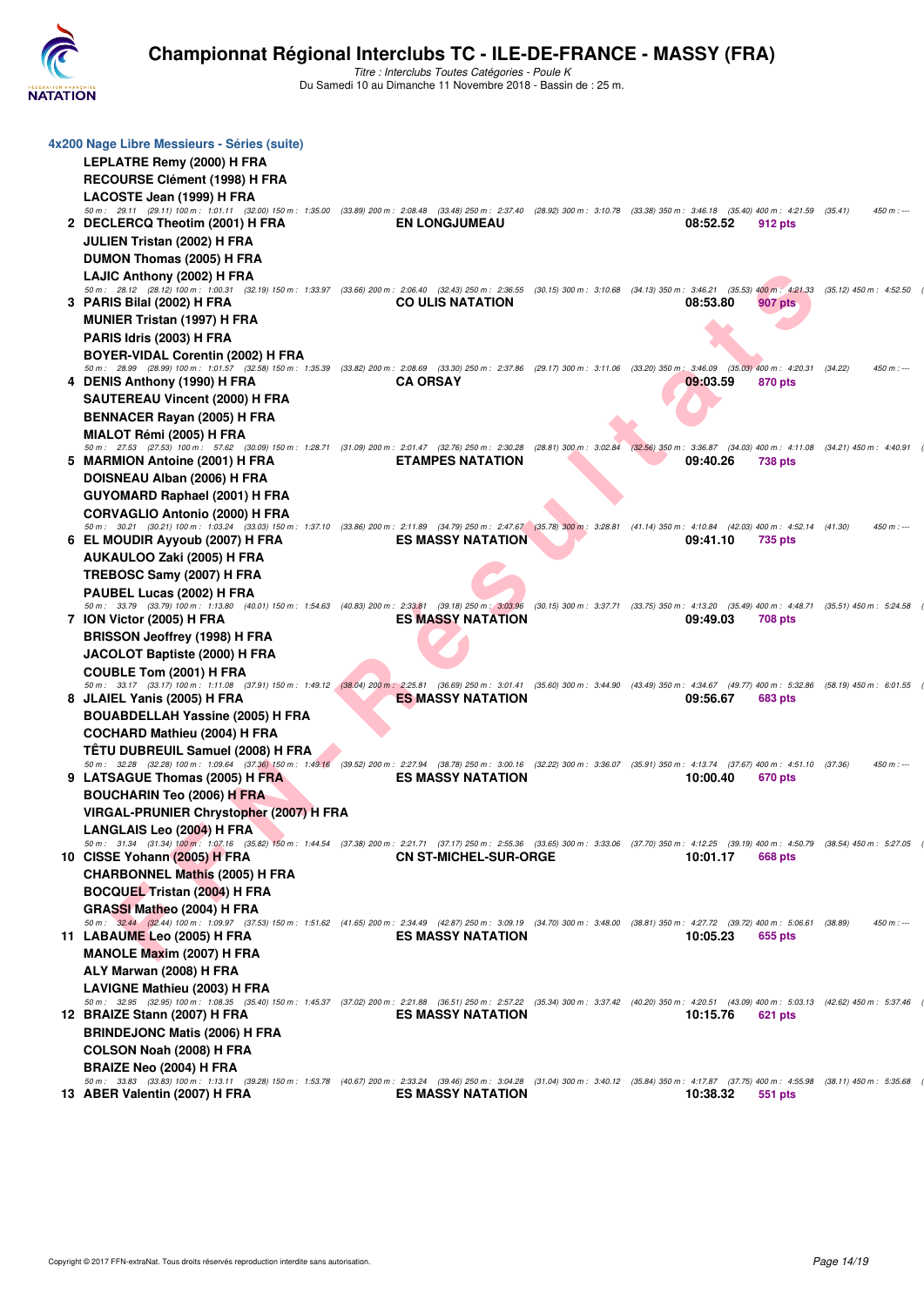# Championnat Régional Interclubs TC - ILE-DE-FRANCE - MASSY (FRA)

*Titre : Interclubs Toutes Catégories - Poule K*

Du Samedi 10 au Dimanche 11 Novembre 2018 - Bassin de : 25 m.

## 4x200 Nage Libre Messieurs - Séries (suite)

**LEPLATRE Remy (2000) H FRA**
**RECOURSE Clément (1998) H FRA**
**LACOSTE Jean (1999) H FRA**

50 m : 29.11 (29.11) 100 m : 1:01.11 (32.00) 150 m : 1:35.00 (33.89) 200 m : 2:08.48 (33.48) 250 m : 2:37.40 (28.92) 300 m : 3:10.78 (33.38) 350 m : 3:46.18 (35.40) 400 m : 4:21.59 (35.41) 450 m : ---

**2 DECLERCQ Theotim (2001) H FRA** — **EN LONGJUMEAU** — **08:52.52** — 912 pts
**JULIEN Tristan (2002) H FRA**
**DUMON Thomas (2005) H FRA**
**LAJIC Anthony (2002) H FRA**

50 m : 28.12 (28.12) 100 m : 1:00.31 (32.19) 150 m : 1:33.97 (33.66) 200 m : 2:06.40 (32.43) 250 m : 2:36.55 (30.15) 300 m : 3:10.68 (34.13) 350 m : 3:46.21 (35.53) 400 m : 4:21.33 (35.12) 450 m : 4:52.50

**3 PARIS Bilal (2002) H FRA** — **CO ULIS NATATION** — **08:53.80** — 907 pts
**MUNIER Tristan (1997) H FRA**
**PARIS Idris (2003) H FRA**
**BOYER-VIDAL Corentin (2002) H FRA**

50 m : 28.99 (28.99) 100 m : 1:01.57 (32.58) 150 m : 1:35.39 (33.82) 200 m : 2:08.69 (33.30) 250 m : 2:37.86 (29.17) 300 m : 3:11.06 (33.20) 350 m : 3:46.09 (35.03) 400 m : 4:20.31 (34.22) 450 m : ---

**4 DENIS Anthony (1990) H FRA** — **CA ORSAY** — **09:03.59** — 870 pts
**SAUTEREAU Vincent (2000) H FRA**
**BENNACER Rayan (2005) H FRA**
**MIALOT Rémi (2005) H FRA**

50 m : 27.53 (27.53) 100 m : 57.62 (30.09) 150 m : 1:28.71 (31.09) 200 m : 2:01.47 (32.76) 250 m : 2:30.28 (28.81) 300 m : 3:02.84 (32.56) 350 m : 3:36.87 (34.03) 400 m : 4:11.08 (34.21) 450 m : 4:40.91

**5 MARMION Antoine (2001) H FRA** — **ETAMPES NATATION** — **09:40.26** — 738 pts
**DOISNEAU Alban (2006) H FRA**
**GUYOMARD Raphael (2001) H FRA**
**CORVAGLIO Antonio (2000) H FRA**

50 m : 30.21 (30.21) 100 m : 1:03.24 (33.03) 150 m : 1:37.10 (33.86) 200 m : 2:11.89 (34.79) 250 m : 2:47.67 (35.78) 300 m : 3:28.81 (41.14) 350 m : 4:10.84 (42.03) 400 m : 4:52.14 (41.30) 450 m : ---

**6 EL MOUDIR Ayyoub (2007) H FRA** — **ES MASSY NATATION** — **09:41.10** — 735 pts
**AUKAULOO Zaki (2005) H FRA**
**TREBOSC Samy (2007) H FRA**
**PAUBEL Lucas (2002) H FRA**

50 m : 33.79 (33.79) 100 m : 1:13.80 (40.01) 150 m : 1:54.63 (40.83) 200 m : 2:33.81 (39.18) 250 m : 3:03.96 (30.15) 300 m : 3:37.71 (33.75) 350 m : 4:13.20 (35.49) 400 m : 4:48.71 (35.51) 450 m : 5:24.58

**7 ION Victor (2005) H FRA** — **ES MASSY NATATION** — **09:49.03** — 708 pts
**BRISSON Jeoffrey (1998) H FRA**
**JACOLOT Baptiste (2000) H FRA**
**COUBLE Tom (2001) H FRA**

50 m : 33.17 (33.17) 100 m : 1:11.08 (37.91) 150 m : 1:49.12 (38.04) 200 m : 2:25.81 (36.69) 250 m : 3:01.41 (35.60) 300 m : 3:44.90 (43.49) 350 m : 4:34.67 (49.77) 400 m : 5:32.86 (58.19) 450 m : 6:01.55

**8 JLAIEL Yanis (2005) H FRA** — **ES MASSY NATATION** — **09:56.67** — 683 pts
**BOUABDELLAH Yassine (2005) H FRA**
**COCHARD Mathieu (2004) H FRA**
**TÊTU DUBREUIL Samuel (2008) H FRA**

50 m : 32.28 (32.28) 100 m : 1:09.64 (37.36) 150 m : 1:49.16 (39.52) 200 m : 2:27.94 (38.78) 250 m : 3:00.16 (32.22) 300 m : 3:36.07 (35.91) 350 m : 4:13.74 (37.67) 400 m : 4:51.10 (37.36) 450 m : ---

**9 LATSAGUE Thomas (2005) H FRA** — **ES MASSY NATATION** — **10:00.40** — 670 pts
**BOUCHARIN Teo (2006) H FRA**
**VIRGAL-PRUNIER Chrystopher (2007) H FRA**
**LANGLAIS Leo (2004) H FRA**

50 m : 31.34 (31.34) 100 m : 1:07.16 (35.82) 150 m : 1:44.54 (37.38) 200 m : 2:21.71 (37.17) 250 m : 2:55.36 (33.65) 300 m : 3:33.06 (37.70) 350 m : 4:12.25 (39.19) 400 m : 4:50.79 (38.54) 450 m : 5:27.05

**10 CISSE Yohann (2005) H FRA** — **CN ST-MICHEL-SUR-ORGE** — **10:01.17** — 668 pts
**CHARBONNEL Mathis (2005) H FRA**
**BOCQUEL Tristan (2004) H FRA**
**GRASSI Matheo (2004) H FRA**

50 m : 32.44 (32.44) 100 m : 1:09.97 (37.53) 150 m : 1:51.62 (41.65) 200 m : 2:34.49 (42.87) 250 m : 3:09.19 (34.70) 300 m : 3:48.00 (38.81) 350 m : 4:27.72 (39.72) 400 m : 5:06.61 (38.89) 450 m : ---

**11 LABAUME Leo (2005) H FRA** — **ES MASSY NATATION** — **10:05.23** — 655 pts
**MANOLE Maxim (2007) H FRA**
**ALY Marwan (2008) H FRA**
**LAVIGNE Mathieu (2003) H FRA**

50 m : 32.95 (32.95) 100 m : 1:08.35 (35.40) 150 m : 1:45.37 (37.02) 200 m : 2:21.88 (36.51) 250 m : 2:57.22 (35.34) 300 m : 3:37.42 (40.20) 350 m : 4:20.51 (43.09) 400 m : 5:03.13 (42.62) 450 m : 5:37.46

**12 BRAIZE Stann (2007) H FRA** — **ES MASSY NATATION** — **10:15.76** — 621 pts
**BRINDEJONC Matis (2006) H FRA**
**COLSON Noah (2008) H FRA**
**BRAIZE Neo (2004) H FRA**

50 m : 33.83 (33.83) 100 m : 1:13.11 (39.28) 150 m : 1:53.78 (40.67) 200 m : 2:33.24 (39.46) 250 m : 3:04.28 (31.04) 300 m : 3:40.12 (35.84) 350 m : 4:17.87 (37.75) 400 m : 4:55.98 (38.11) 450 m : 5:35.68

**13 ABER Valentin (2007) H FRA** — **ES MASSY NATATION** — **10:38.32** — 551 pts

Copyright © 2017 FFN-extraNat. Tous droits réservés reproduction interdite sans autorisation.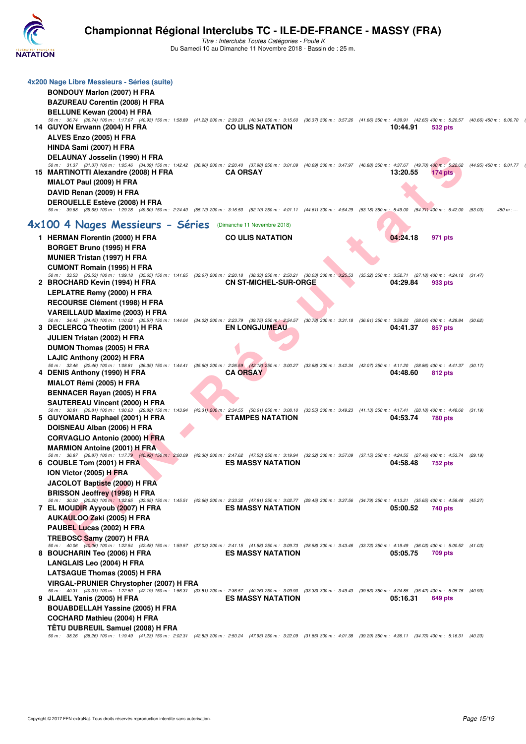# Championnat Régional Interclubs TC - ILE-DE-FRANCE - MASSY (FRA)

*Titre : Interclubs Toutes Catégories - Poule K*

Du Samedi 10 au Dimanche 11 Novembre 2018 - Bassin de : 25 m.

## 4x200 Nage Libre Messieurs - Séries (suite)

BONDOUY Marlon (2007) H FRA
BAZUREAU Corentin (2008) H FRA
BELLUNE Kewan (2004) H FRA

50 m : 36.74 (36.74) 100 m : 1:17.67 (40.93) 150 m : 1:58.89 (41.22) 200 m : 2:39.23 (40.34) 250 m : 3:15.60 (36.37) 300 m : 3:57.26 (41.66) 350 m : 4:39.91 (42.65) 400 m : 5:20.57 (40.66) 450 m : 6:00.70 (

**14 GUYON Erwann (2004) H FRA** — CO ULIS NATATION — 10:44.91 — 532 pts

ALVES Enzo (2005) H FRA
HINDA Sami (2007) H FRA
DELAUNAY Josselin (1990) H FRA

50 m : 31.37 (31.37) 100 m : 1:05.46 (34.09) 150 m : 1:42.42 (36.96) 200 m : 2:20.40 (37.98) 250 m : 3:01.09 (40.69) 300 m : 3:47.97 (46.88) 350 m : 4:37.67 (49.70) 400 m : 5:22.62 (44.95) 450 m : 6:01.77 (

**15 MARTINOTTI Alexandre (2008) H FRA** — CA ORSAY — 13:20.55 — 174 pts

MIALOT Paul (2009) H FRA
DAVID Renan (2009) H FRA
DEROUELLE Estève (2008) H FRA

50 m : 39.68 (39.68) 100 m : 1:29.28 (49.60) 150 m : 2:24.40 (55.12) 200 m : 3:16.50 (52.10) 250 m : 4:01.11 (44.61) 300 m : 4:54.29 (53.18) 350 m : 5:49.00 (54.71) 400 m : 6:42.00 (53.00) 450 m : ---

## 4x100 4 Nages Messieurs - Séries (Dimanche 11 Novembre 2018)

**1 HERMAN Florentin (2000) H FRA** — CO ULIS NATATION — 04:24.18 — 971 pts

BORGET Bruno (1995) H FRA
MUNIER Tristan (1997) H FRA
CUMONT Romain (1995) H FRA

50 m : 33.53 (33.53) 100 m : 1:09.18 (35.65) 150 m : 1:41.85 (32.67) 200 m : 2:20.18 (38.33) 250 m : 2:50.21 (30.03) 300 m : 3:25.53 (35.32) 350 m : 3:52.71 (27.18) 400 m : 4:24.18 (31.47)

**2 BROCHARD Kevin (1994) H FRA** — CN ST-MICHEL-SUR-ORGE — 04:29.84 — 933 pts

LEPLATRE Remy (2000) H FRA
RECOURSE Clément (1998) H FRA
VAREILLAUD Maxime (2003) H FRA

50 m : 34.45 (34.45) 100 m : 1:10.02 (35.57) 150 m : 1:44.04 (34.02) 200 m : 2:23.79 (39.75) 250 m : 2:54.57 (30.78) 300 m : 3:31.18 (36.61) 350 m : 3:59.22 (28.04) 400 m : 4:29.84 (30.62)

**3 DECLERCQ Theotim (2001) H FRA** — EN LONGJUMEAU — 04:41.37 — 857 pts

JULIEN Tristan (2002) H FRA
DUMON Thomas (2005) H FRA
LAJIC Anthony (2002) H FRA

50 m : 32.46 (32.46) 100 m : 1:08.81 (36.35) 150 m : 1:44.41 (35.60) 200 m : 2:26.59 (42.18) 250 m : 3:00.27 (33.68) 300 m : 3:42.34 (42.07) 350 m : 4:11.20 (28.86) 400 m : 4:41.37 (30.17)

**4 DENIS Anthony (1990) H FRA** — CA ORSAY — 04:48.60 — 812 pts

MIALOT Rémi (2005) H FRA
BENNACER Rayan (2005) H FRA
SAUTEREAU Vincent (2000) H FRA

50 m : 30.81 (30.81) 100 m : 1:00.63 (29.82) 150 m : 1:43.94 (43.31) 200 m : 2:34.55 (50.61) 250 m : 3:08.10 (33.55) 300 m : 3:49.23 (41.13) 350 m : 4:17.41 (28.18) 400 m : 4:48.60 (31.19)

**5 GUYOMARD Raphael (2001) H FRA** — ETAMPES NATATION — 04:53.74 — 780 pts

DOISNEAU Alban (2006) H FRA
CORVAGLIO Antonio (2000) H FRA
MARMION Antoine (2001) H FRA

50 m : 36.87 (36.87) 100 m : 1:17.79 (40.92) 150 m : 2:00.09 (42.30) 200 m : 2:47.62 (47.53) 250 m : 3:19.94 (32.32) 300 m : 3:57.09 (37.15) 350 m : 4:24.55 (27.46) 400 m : 4:53.74 (29.19)

**6 COUBLE Tom (2001) H FRA** — ES MASSY NATATION — 04:58.48 — 752 pts

ION Victor (2005) H FRA
JACOLOT Baptiste (2000) H FRA
BRISSON Jeoffrey (1998) H FRA

50 m : 30.20 (30.20) 100 m : 1:02.85 (32.65) 150 m : 1:45.51 (42.66) 200 m : 2:33.32 (47.81) 250 m : 3:02.77 (29.45) 300 m : 3:37.56 (34.79) 350 m : 4:13.21 (35.65) 400 m : 4:58.48 (45.27)

**7 EL MOUDIR Ayyoub (2007) H FRA** — ES MASSY NATATION — 05:00.52 — 740 pts

AUKAULOO Zaki (2005) H FRA
PAUBEL Lucas (2002) H FRA
TREBOSC Samy (2007) H FRA

50 m : 40.06 (40.06) 100 m : 1:22.54 (42.48) 150 m : 1:59.57 (37.03) 200 m : 2:41.15 (41.58) 250 m : 3:09.73 (28.58) 300 m : 3:43.46 (33.73) 350 m : 4:19.49 (36.03) 400 m : 5:00.52 (41.03)

**8 BOUCHARIN Teo (2006) H FRA** — ES MASSY NATATION — 05:05.75 — 709 pts

LANGLAIS Leo (2004) H FRA
LATSAGUE Thomas (2005) H FRA
VIRGAL-PRUNIER Chrystopher (2007) H FRA

50 m : 40.31 (40.31) 100 m : 1:22.50 (42.19) 150 m : 1:56.31 (33.81) 200 m : 2:36.57 (40.26) 250 m : 3:09.90 (33.33) 300 m : 3:49.43 (39.53) 350 m : 4:24.85 (35.42) 400 m : 5:05.75 (40.90)

**9 JLAIEL Yanis (2005) H FRA** — ES MASSY NATATION — 05:16.31 — 649 pts

BOUABDELLAH Yassine (2005) H FRA
COCHARD Mathieu (2004) H FRA
TÊTU DUBREUIL Samuel (2008) H FRA

50 m : 38.26 (38.26) 100 m : 1:19.49 (41.23) 150 m : 2:02.31 (42.82) 200 m : 2:50.24 (47.93) 250 m : 3:22.09 (31.85) 300 m : 4:01.38 (39.29) 350 m : 4:36.11 (34.73) 400 m : 5:16.31 (40.20)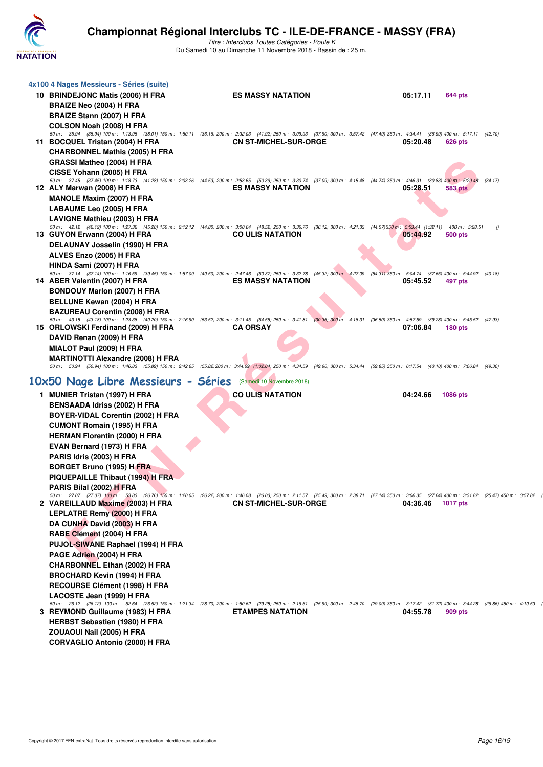# Championnat Régional Interclubs TC - ILE-DE-FRANCE - MASSY (FRA)

*Titre : Interclubs Toutes Catégories - Poule K*

Du Samedi 10 au Dimanche 11 Novembre 2018 - Bassin de : 25 m.

## 4x100 4 Nages Messieurs - Séries (suite)

**10 BRINDEJONC Matis (2006) H FRA** — **ES MASSY NATATION** — **05:17.11** — **644 pts**
**BRAIZE Neo (2004) H FRA**
**BRAIZE Stann (2007) H FRA**
**COLSON Noah (2008) H FRA**
*50 m : 35.94 (35.94) 100 m : 1:13.95 (38.01) 150 m : 1:50.11 (36.16) 200 m : 2:32.03 (41.92) 250 m : 3:09.93 (37.90) 300 m : 3:57.42 (47.49) 350 m : 4:34.41 (36.99) 400 m : 5:17.11 (42.70)*

**11 BOCQUEL Tristan (2004) H FRA** — **CN ST-MICHEL-SUR-ORGE** — **05:20.48** — **626 pts**
**CHARBONNEL Mathis (2005) H FRA**
**GRASSI Matheo (2004) H FRA**
**CISSE Yohann (2005) H FRA**
*50 m : 37.45 (37.45) 100 m : 1:18.73 (41.28) 150 m : 2:03.26 (44.53) 200 m : 2:53.65 (50.39) 250 m : 3:30.74 (37.09) 300 m : 4:15.48 (44.74) 350 m : 4:46.31 (30.83) 400 m : 5:20.48 (34.17)*

**12 ALY Marwan (2008) H FRA** — **ES MASSY NATATION** — **05:28.51** — **583 pts**
**MANOLE Maxim (2007) H FRA**
**LABAUME Leo (2005) H FRA**
**LAVIGNE Mathieu (2003) H FRA**
*50 m : 42.12 (42.12) 100 m : 1:27.32 (45.20) 150 m : 2:12.12 (44.80) 200 m : 3:00.64 (48.52) 250 m : 3:36.76 (36.12) 300 m : 4:21.33 (44.57) 350 m : 5:53.44 (1:32.11) 400 m : 5:28.51 ()*

**13 GUYON Erwann (2004) H FRA** — **CO ULIS NATATION** — **05:44.92** — **500 pts**
**DELAUNAY Josselin (1990) H FRA**
**ALVES Enzo (2005) H FRA**
**HINDA Sami (2007) H FRA**
*50 m : 37.14 (37.14) 100 m : 1:16.59 (39.45) 150 m : 1:57.09 (40.50) 200 m : 2:47.46 (50.37) 250 m : 3:32.78 (45.32) 300 m : 4:27.09 (54.31) 350 m : 5:04.74 (37.65) 400 m : 5:44.92 (40.18)*

**14 ABER Valentin (2007) H FRA** — **ES MASSY NATATION** — **05:45.52** — **497 pts**
**BONDOUY Marlon (2007) H FRA**
**BELLUNE Kewan (2004) H FRA**
**BAZUREAU Corentin (2008) H FRA**
*50 m : 43.18 (43.18) 100 m : 1:23.38 (40.20) 150 m : 2:16.90 (53.52) 200 m : 3:11.45 (54.55) 250 m : 3:41.81 (30.36) 300 m : 4:18.31 (36.50) 350 m : 4:57.59 (39.28) 400 m : 5:45.52 (47.93)*

**15 ORLOWSKI Ferdinand (2009) H FRA** — **CA ORSAY** — **07:06.84** — **180 pts**
**DAVID Renan (2009) H FRA**
**MIALOT Paul (2009) H FRA**
**MARTINOTTI Alexandre (2008) H FRA**
*50 m : 50.94 (50.94) 100 m : 1:46.83 (55.89) 150 m : 2:42.65 (55.82) 200 m : 3:44.69 (1:02.04) 250 m : 4:34.59 (49.90) 300 m : 5:34.44 (59.85) 350 m : 6:17.54 (43.10) 400 m : 7:06.84 (49.30)*

## 10x50 Nage Libre Messieurs - Séries (Samedi 10 Novembre 2018)

**1 MUNIER Tristan (1997) H FRA** — **CO ULIS NATATION** — **04:24.66** — **1086 pts**
**BENSAADA Idriss (2002) H FRA**
**BOYER-VIDAL Corentin (2002) H FRA**
**CUMONT Romain (1995) H FRA**
**HERMAN Florentin (2000) H FRA**
**EVAN Bernard (1973) H FRA**
**PARIS Idris (2003) H FRA**
**BORGET Bruno (1995) H FRA**
**PIQUEPAILLE Thibaut (1994) H FRA**
**PARIS Bilal (2002) H FRA**
*50 m : 27.07 (27.07) 100 m : 53.83 (26.76) 150 m : 1:20.05 (26.22) 200 m : 1:46.08 (26.03) 250 m : 2:11.57 (25.49) 300 m : 2:38.71 (27.14) 350 m : 3:06.35 (27.64) 400 m : 3:31.82 (25.47) 450 m : 3:57.82 (*

**2 VAREILLAUD Maxime (2003) H FRA** — **CN ST-MICHEL-SUR-ORGE** — **04:36.46** — **1017 pts**
**LEPLATRE Remy (2000) H FRA**
**DA CUNHA David (2003) H FRA**
**RABE Clément (2004) H FRA**
**PUJOL-SIWANE Raphael (1994) H FRA**
**PAGE Adrien (2004) H FRA**
**CHARBONNEL Ethan (2002) H FRA**
**BROCHARD Kevin (1994) H FRA**
**RECOURSE Clément (1998) H FRA**
**LACOSTE Jean (1999) H FRA**
*50 m : 26.12 (26.12) 100 m : 52.64 (26.52) 150 m : 1:21.34 (28.70) 200 m : 1:50.62 (29.28) 250 m : 2:16.61 (25.99) 300 m : 2:45.70 (29.09) 350 m : 3:17.42 (31.72) 400 m : 3:44.28 (26.86) 450 m : 4:10.53 (*

**3 REYMOND Guillaume (1983) H FRA** — **ETAMPES NATATION** — **04:55.78** — **909 pts**
**HERBST Sebastien (1980) H FRA**
**ZOUAOUI Nail (2005) H FRA**
**CORVAGLIO Antonio (2000) H FRA**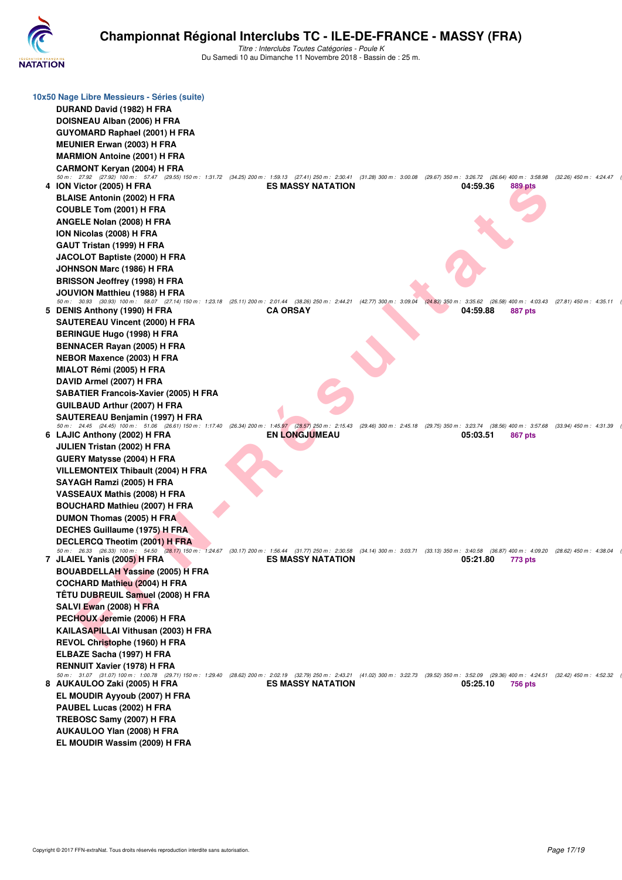**10x50 Nage Libre Messieurs - Séries (suite)**

DURAND David (1982) H FRA
DOISNEAU Alban (2006) H FRA
GUYOMARD Raphael (2001) H FRA
MEUNIER Erwan (2003) H FRA
MARMION Antoine (2001) H FRA
CARMONT Keryan (2004) H FRA

50 m : 27.92 (27.92) 100 m : 57.47 (29.55) 150 m : 1:31.72 (34.25) 200 m : 1:59.13 (27.41) 250 m : 2:30.41 (31.28) 300 m : 3:00.08 (29.67) 350 m : 3:26.72 (26.64) 400 m : 3:58.98 (32.26) 450 m : 4:24.47

| | | | | |
|---|---|---|---|---|
| 4 | ION Victor (2005) H FRA | ES MASSY NATATION | 04:59.36 | 889 pts |

BLAISE Antonin (2002) H FRA
COUBLE Tom (2001) H FRA
ANGELE Nolan (2008) H FRA
ION Nicolas (2008) H FRA
GAUT Tristan (1999) H FRA
JACOLOT Baptiste (2000) H FRA
JOHNSON Marc (1986) H FRA
BRISSON Jeoffrey (1998) H FRA
JOUVION Matthieu (1988) H FRA

50 m : 30.93 (30.93) 100 m : 58.07 (27.14) 150 m : 1:23.18 (25.11) 200 m : 2:01.44 (38.26) 250 m : 2:44.21 (42.77) 300 m : 3:09.04 (24.83) 350 m : 3:35.62 (26.58) 400 m : 4:03.43 (27.81) 450 m : 4:35.11

| | | | | |
|---|---|---|---|---|
| 5 | DENIS Anthony (1990) H FRA | CA ORSAY | 04:59.88 | 887 pts |

SAUTEREAU Vincent (2000) H FRA
BERINGUE Hugo (1998) H FRA
BENNACER Rayan (2005) H FRA
NEBOR Maxence (2003) H FRA
MIALOT Rémi (2005) H FRA
DAVID Armel (2007) H FRA
SABATIER Francois-Xavier (2005) H FRA
GUILBAUD Arthur (2007) H FRA
SAUTEREAU Benjamin (1997) H FRA

50 m : 24.45 (24.45) 100 m : 51.06 (26.61) 150 m : 1:17.40 (26.34) 200 m : 1:45.97 (28.57) 250 m : 2:15.43 (29.46) 300 m : 2:45.18 (29.75) 350 m : 3:23.74 (38.56) 400 m : 3:57.68 (33.94) 450 m : 4:31.39

| | | | | |
|---|---|---|---|---|
| 6 | LAJIC Anthony (2002) H FRA | EN LONGJUMEAU | 05:03.51 | 867 pts |

JULIEN Tristan (2002) H FRA
GUERY Matysse (2004) H FRA
VILLEMONTEIX Thibault (2004) H FRA
SAYAGH Ramzi (2005) H FRA
VASSEAUX Mathis (2008) H FRA
BOUCHARD Mathieu (2007) H FRA
DUMON Thomas (2005) H FRA
DECHES Guillaume (1975) H FRA
DECLERCQ Theotim (2001) H FRA

50 m : 26.33 (26.33) 100 m : 54.50 (28.17) 150 m : 1:24.67 (30.17) 200 m : 1:56.44 (31.77) 250 m : 2:30.58 (34.14) 300 m : 3:03.71 (33.13) 350 m : 3:40.58 (36.87) 400 m : 4:09.20 (28.62) 450 m : 4:38.04

| | | | | |
|---|---|---|---|---|
| 7 | JLAIEL Yanis (2005) H FRA | ES MASSY NATATION | 05:21.80 | 773 pts |

BOUABDELLAH Yassine (2005) H FRA
COCHARD Mathieu (2004) H FRA
TÊTU DUBREUIL Samuel (2008) H FRA
SALVI Ewan (2008) H FRA
PECHOUX Jeremie (2006) H FRA
KAILASAPILLAI Vithusan (2003) H FRA
REVOL Christophe (1960) H FRA
ELBAZE Sacha (1997) H FRA
RENNUIT Xavier (1978) H FRA

50 m : 31.07 (31.07) 100 m : 1:00.78 (29.71) 150 m : 1:29.40 (28.62) 200 m : 2:02.19 (32.79) 250 m : 2:43.21 (41.02) 300 m : 3:22.73 (39.52) 350 m : 3:52.09 (29.36) 400 m : 4:24.51 (32.42) 450 m : 4:52.32

| | | | | |
|---|---|---|---|---|
| 8 | AUKAULOO Zaki (2005) H FRA | ES MASSY NATATION | 05:25.10 | 756 pts |

EL MOUDIR Ayyoub (2007) H FRA
PAUBEL Lucas (2002) H FRA
TREBOSC Samy (2007) H FRA
AUKAULOO Ylan (2008) H FRA
EL MOUDIR Wassim (2009) H FRA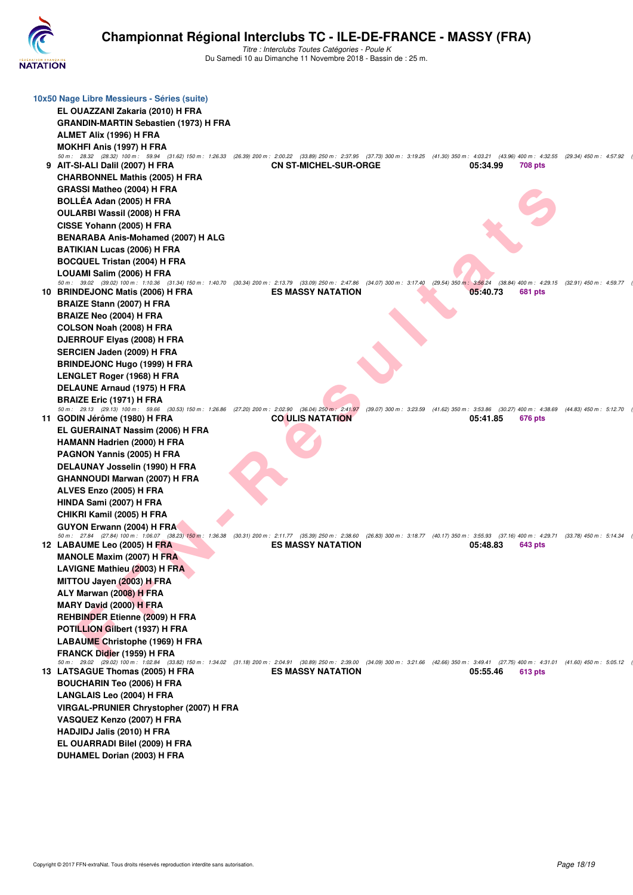# Championnat Régional Interclubs TC - ILE-DE-FRANCE - MASSY (FRA)

*Titre : Interclubs Toutes Catégories - Poule K*
Du Samedi 10 au Dimanche 11 Novembre 2018 - Bassin de : 25 m.

## 10x50 Nage Libre Messieurs - Séries (suite)

EL OUAZZANI Zakaria (2010) H FRA
GRANDIN-MARTIN Sebastien (1973) H FRA
ALMET Alix (1996) H FRA
MOKHFI Anis (1997) H FRA

*50 m : 28.32 (28.32) 100 m : 59.94 (31.62) 150 m : 1:26.33 (26.39) 200 m : 2:00.22 (33.89) 250 m : 2:37.95 (37.73) 300 m : 3:19.25 (41.30) 350 m : 4:03.21 (43.96) 400 m : 4:32.55 (29.34) 450 m : 4:57.92 (*

**9** AIT-SI-ALI Dalil (2007) H FRA — CN ST-MICHEL-SUR-ORGE — 05:34.99 — 708 pts

CHARBONNEL Mathis (2005) H FRA
GRASSI Matheo (2004) H FRA
BOLLÉA Adan (2005) H FRA
OULARBI Wassil (2008) H FRA
CISSE Yohann (2005) H FRA
BENARABA Anis-Mohamed (2007) H ALG
BATIKIAN Lucas (2006) H FRA
BOCQUEL Tristan (2004) H FRA
LOUAMI Salim (2006) H FRA

*50 m : 39.02 (39.02) 100 m : 1:10.36 (31.34) 150 m : 1:40.70 (30.34) 200 m : 2:13.79 (33.09) 250 m : 2:47.86 (34.07) 300 m : 3:17.40 (29.54) 350 m : 3:56.24 (38.84) 400 m : 4:29.15 (32.91) 450 m : 4:59.77 (*

**10** BRINDEJONC Matis (2006) H FRA — ES MASSY NATATION — 05:40.73 — 681 pts

BRAIZE Stann (2007) H FRA
BRAIZE Neo (2004) H FRA
COLSON Noah (2008) H FRA
DJERROUF Elyas (2008) H FRA
SERCIEN Jaden (2009) H FRA
BRINDEJONC Hugo (1999) H FRA
LENGLET Roger (1968) H FRA
DELAUNE Arnaud (1975) H FRA
BRAIZE Eric (1971) H FRA

*50 m : 29.13 (29.13) 100 m : 59.66 (30.53) 150 m : 1:26.86 (27.20) 200 m : 2:02.90 (36.04) 250 m : 2:41.97 (39.07) 300 m : 3:23.59 (41.62) 350 m : 3:53.86 (30.27) 400 m : 4:38.69 (44.83) 450 m : 5:12.70 (*

**11** GODIN Jérôme (1980) H FRA — COULIS NATATION — 05:41.85 — 676 pts

EL GUERAINAT Nassim (2006) H FRA
HAMANN Hadrien (2000) H FRA
PAGNON Yannis (2005) H FRA
DELAUNAY Josselin (1990) H FRA
GHANNOUDI Marwan (2007) H FRA
ALVES Enzo (2005) H FRA
HINDA Sami (2007) H FRA
CHIKRI Kamil (2005) H FRA
GUYON Erwann (2004) H FRA

*50 m : 27.84 (27.84) 100 m : 1:06.07 (38.23) 150 m : 1:36.38 (30.31) 200 m : 2:11.77 (35.39) 250 m : 2:38.60 (26.83) 300 m : 3:18.77 (40.17) 350 m : 3:55.93 (37.16) 400 m : 4:29.71 (33.78) 450 m : 5:14.34 (*

**12** LABAUME Leo (2005) H FRA — ES MASSY NATATION — 05:48.83 — 643 pts

MANOLE Maxim (2007) H FRA
LAVIGNE Mathieu (2003) H FRA
MITTOU Jayen (2003) H FRA
ALY Marwan (2008) H FRA
MARY David (2000) H FRA
REHBINDER Etienne (2009) H FRA
POTILLION Gilbert (1937) H FRA
LABAUME Christophe (1969) H FRA
FRANCK Didier (1959) H FRA

*50 m : 29.02 (29.02) 100 m : 1:02.84 (33.82) 150 m : 1:34.02 (31.18) 200 m : 2:04.91 (30.89) 250 m : 2:39.00 (34.09) 300 m : 3:21.66 (42.66) 350 m : 3:49.41 (27.75) 400 m : 4:31.01 (41.60) 450 m : 5:05.12 (*

**13** LATSAGUE Thomas (2005) H FRA — ES MASSY NATATION — 05:55.46 — 613 pts

BOUCHARIN Teo (2006) H FRA
LANGLAIS Leo (2004) H FRA
VIRGAL-PRUNIER Chrystopher (2007) H FRA
VASQUEZ Kenzo (2007) H FRA
HADJIDJ Jalis (2010) H FRA
EL OUARRADI Bilel (2009) H FRA
DUHAMEL Dorian (2003) H FRA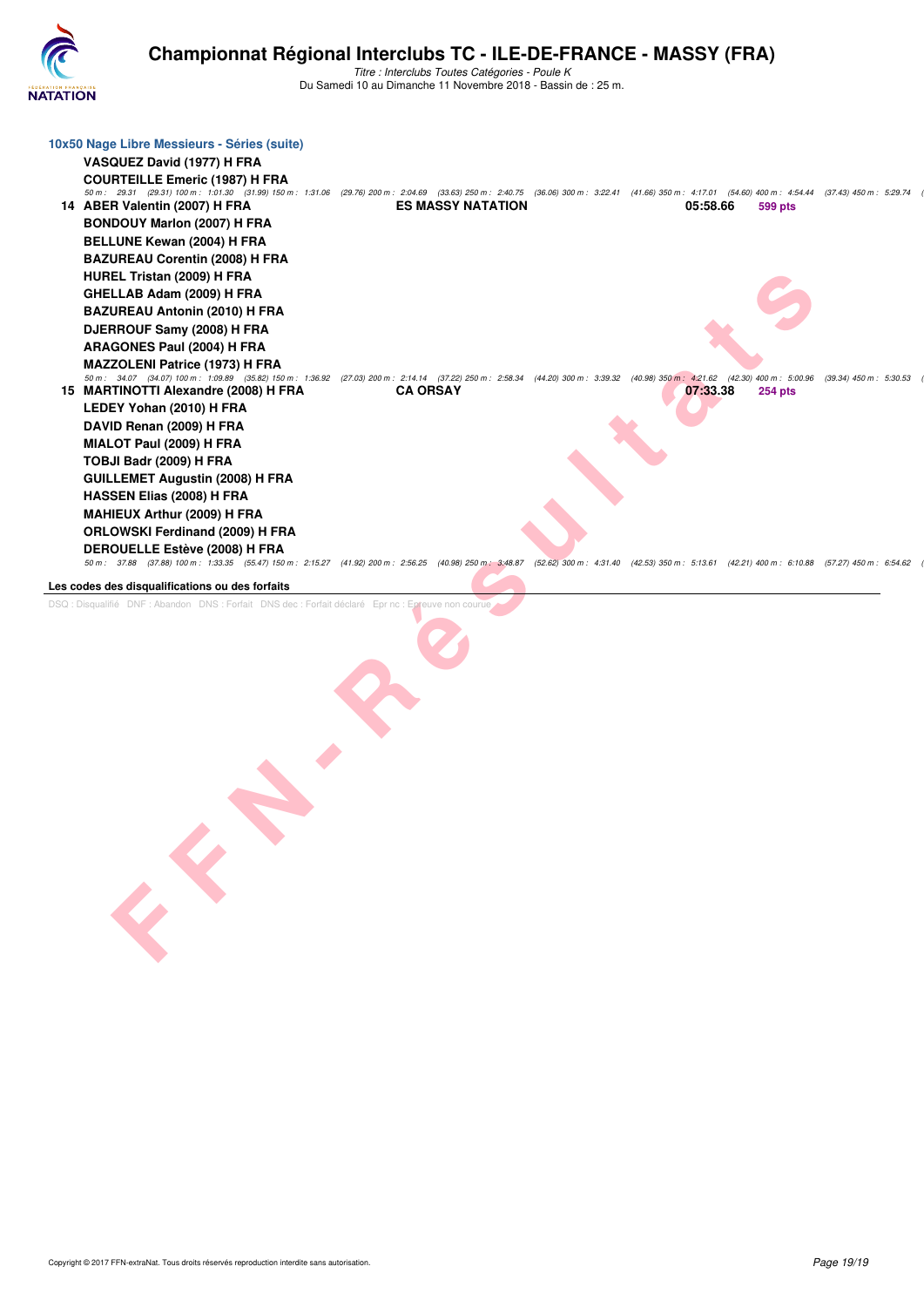# Championnat Régional Interclubs TC - ILE-DE-FRANCE - MASSY (FRA)

*Titre : Interclubs Toutes Catégories - Poule K*
Du Samedi 10 au Dimanche 11 Novembre 2018 - Bassin de : 25 m.

## 10x50 Nage Libre Messieurs - Séries (suite)

**VASQUEZ David (1977) H FRA**
**COURTEILLE Emeric (1987) H FRA**

*50 m : 29.31 (29.31) 100 m : 1:01.30 (31.99) 150 m : 1:31.06 (29.76) 200 m : 2:04.69 (33.63) 250 m : 2:40.75 (36.06) 300 m : 3:22.41 (41.66) 350 m : 4:17.01 (54.60) 400 m : 4:54.44 (37.43) 450 m : 5:29.74 (*

| | | | | |
|---|---|---|---|---|
| 14 | **ABER Valentin (2007) H FRA** | **ES MASSY NATATION** | **05:58.66** | **599 pts** |

**BONDOUY Marlon (2007) H FRA**
**BELLUNE Kewan (2004) H FRA**
**BAZUREAU Corentin (2008) H FRA**
**HUREL Tristan (2009) H FRA**
**GHELLAB Adam (2009) H FRA**
**BAZUREAU Antonin (2010) H FRA**
**DJERROUF Samy (2008) H FRA**
**ARAGONES Paul (2004) H FRA**
**MAZZOLENI Patrice (1973) H FRA**

*50 m : 34.07 (34.07) 100 m : 1:09.89 (35.82) 150 m : 1:36.92 (27.03) 200 m : 2:14.14 (37.22) 250 m : 2:58.34 (44.20) 300 m : 3:39.32 (40.98) 350 m : 4:21.62 (42.30) 400 m : 5:00.96 (39.34) 450 m : 5:30.53 (*

| | | | | |
|---|---|---|---|---|
| 15 | **MARTINOTTI Alexandre (2008) H FRA** | **CA ORSAY** | **07:33.38** | **254 pts** |

**LEDEY Yohan (2010) H FRA**
**DAVID Renan (2009) H FRA**
**MIALOT Paul (2009) H FRA**
**TOBJI Badr (2009) H FRA**
**GUILLEMET Augustin (2008) H FRA**
**HASSEN Elias (2008) H FRA**
**MAHIEUX Arthur (2009) H FRA**
**ORLOWSKI Ferdinand (2009) H FRA**
**DEROUELLE Estève (2008) H FRA**

*50 m : 37.88 (37.88) 100 m : 1:33.35 (55.47) 150 m : 2:15.27 (41.92) 200 m : 2:56.25 (40.98) 250 m : 3:48.87 (52.62) 300 m : 4:31.40 (42.53) 350 m : 5:13.61 (42.21) 400 m : 6:10.88 (57.27) 450 m : 6:54.62 (*

### Les codes des disqualifications ou des forfaits

DSQ : Disqualifié DNF : Abandon DNS : Forfait DNS dec : Forfait déclaré Epr nc : Epreuve non courue